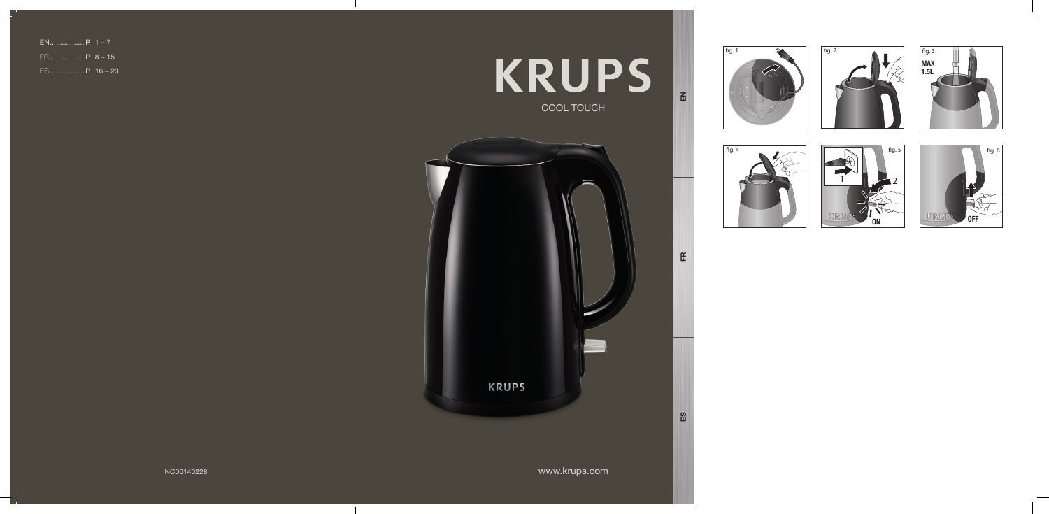EN................. P. 1 – 7
FR................. P. 8 – 15
ES................. P. 16 – 23

# KRUPS

COOL TOUCH

KRUPS

NC00140228

www.krups.com

EN

FR

ES

fig. 1

fig. 2

fig. 3

MAX 1.5L

fig. 4

fig. 5

1

2

ON

fig. 6

OFF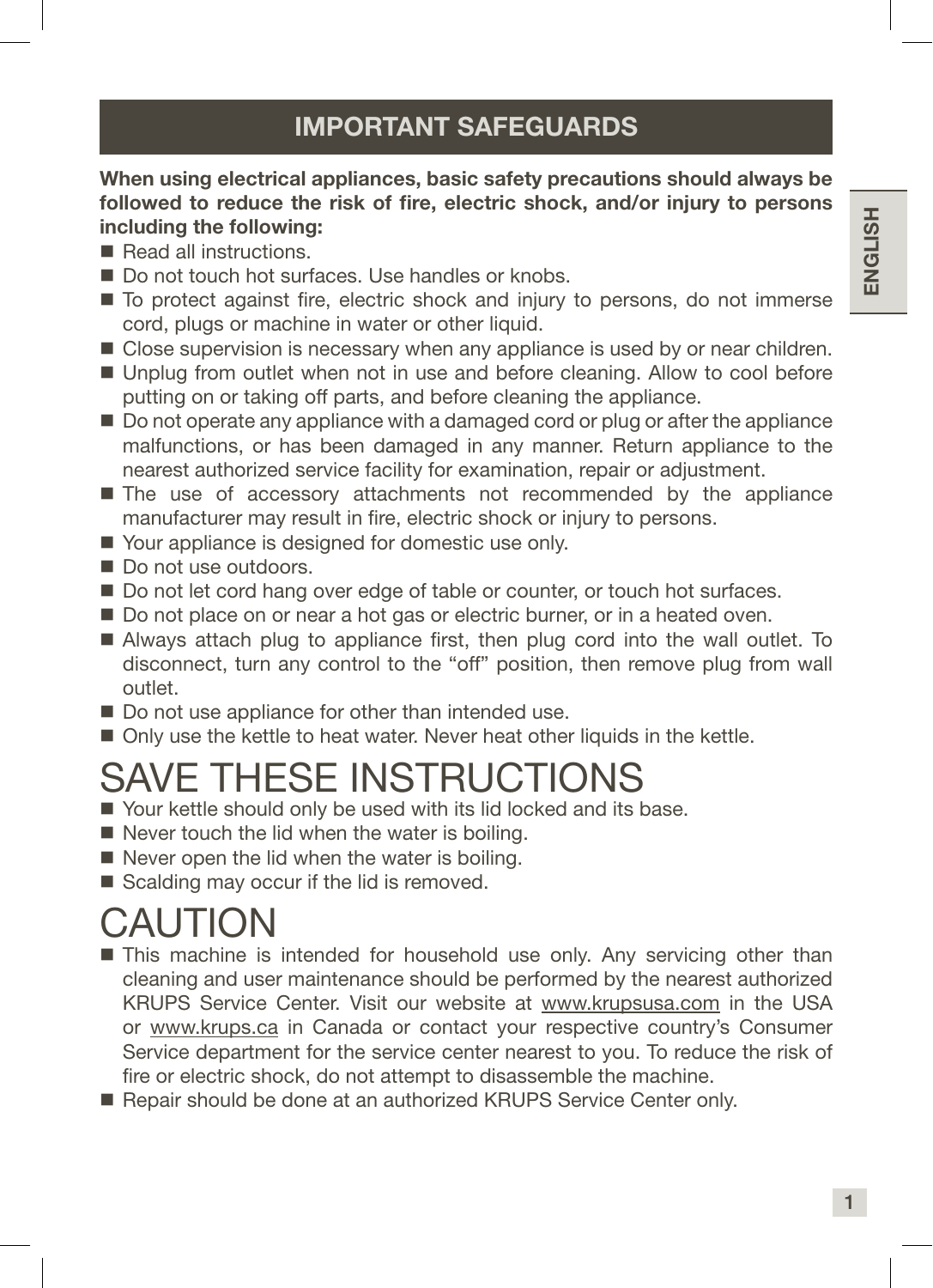## IMPORTANT SAFEGUARDS

**When using electrical appliances, basic safety precautions should always be followed to reduce the risk of fire, electric shock, and/or injury to persons including the following:**

- Read all instructions.
- Do not touch hot surfaces. Use handles or knobs.
- To protect against fire, electric shock and injury to persons, do not immerse cord, plugs or machine in water or other liquid.
- Close supervision is necessary when any appliance is used by or near children.
- Unplug from outlet when not in use and before cleaning. Allow to cool before putting on or taking off parts, and before cleaning the appliance.
- Do not operate any appliance with a damaged cord or plug or after the appliance malfunctions, or has been damaged in any manner. Return appliance to the nearest authorized service facility for examination, repair or adjustment.
- The use of accessory attachments not recommended by the appliance manufacturer may result in fire, electric shock or injury to persons.
- Your appliance is designed for domestic use only.
- Do not use outdoors.
- Do not let cord hang over edge of table or counter, or touch hot surfaces.
- Do not place on or near a hot gas or electric burner, or in a heated oven.
- Always attach plug to appliance first, then plug cord into the wall outlet. To disconnect, turn any control to the “off” position, then remove plug from wall outlet.
- Do not use appliance for other than intended use.
- Only use the kettle to heat water. Never heat other liquids in the kettle.

# SAVE THESE INSTRUCTIONS

- Your kettle should only be used with its lid locked and its base.
- Never touch the lid when the water is boiling.
- Never open the lid when the water is boiling.
- Scalding may occur if the lid is removed.

# CAUTION

- This machine is intended for household use only. Any servicing other than cleaning and user maintenance should be performed by the nearest authorized KRUPS Service Center. Visit our website at www.krupsusa.com in the USA or www.krups.ca in Canada or contact your respective country’s Consumer Service department for the service center nearest to you. To reduce the risk of fire or electric shock, do not attempt to disassemble the machine.
- Repair should be done at an authorized KRUPS Service Center only.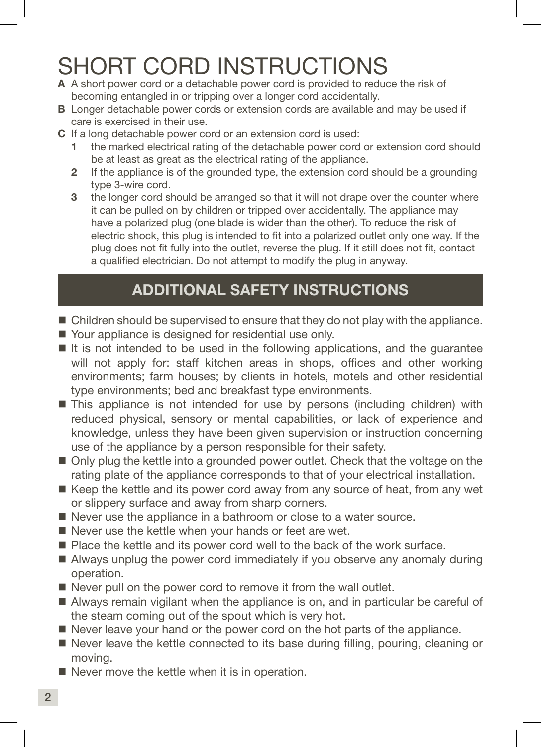# SHORT CORD INSTRUCTIONS

**A** A short power cord or a detachable power cord is provided to reduce the risk of becoming entangled in or tripping over a longer cord accidentally.

**B** Longer detachable power cords or extension cords are available and may be used if care is exercised in their use.

**C** If a long detachable power cord or an extension cord is used:

  **1** the marked electrical rating of the detachable power cord or extension cord should be at least as great as the electrical rating of the appliance.

  **2** If the appliance is of the grounded type, the extension cord should be a grounding type 3-wire cord.

  **3** the longer cord should be arranged so that it will not drape over the counter where it can be pulled on by children or tripped over accidentally. The appliance may have a polarized plug (one blade is wider than the other). To reduce the risk of electric shock, this plug is intended to fit into a polarized outlet only one way. If the plug does not fit fully into the outlet, reverse the plug. If it still does not fit, contact a qualified electrician. Do not attempt to modify the plug in anyway.

## ADDITIONAL SAFETY INSTRUCTIONS

- Children should be supervised to ensure that they do not play with the appliance.
- Your appliance is designed for residential use only.
- It is not intended to be used in the following applications, and the guarantee will not apply for: staff kitchen areas in shops, offices and other working environments; farm houses; by clients in hotels, motels and other residential type environments; bed and breakfast type environments.
- This appliance is not intended for use by persons (including children) with reduced physical, sensory or mental capabilities, or lack of experience and knowledge, unless they have been given supervision or instruction concerning use of the appliance by a person responsible for their safety.
- Only plug the kettle into a grounded power outlet. Check that the voltage on the rating plate of the appliance corresponds to that of your electrical installation.
- Keep the kettle and its power cord away from any source of heat, from any wet or slippery surface and away from sharp corners.
- Never use the appliance in a bathroom or close to a water source.
- Never use the kettle when your hands or feet are wet.
- Place the kettle and its power cord well to the back of the work surface.
- Always unplug the power cord immediately if you observe any anomaly during operation.
- Never pull on the power cord to remove it from the wall outlet.
- Always remain vigilant when the appliance is on, and in particular be careful of the steam coming out of the spout which is very hot.
- Never leave your hand or the power cord on the hot parts of the appliance.
- Never leave the kettle connected to its base during filling, pouring, cleaning or moving.
- Never move the kettle when it is in operation.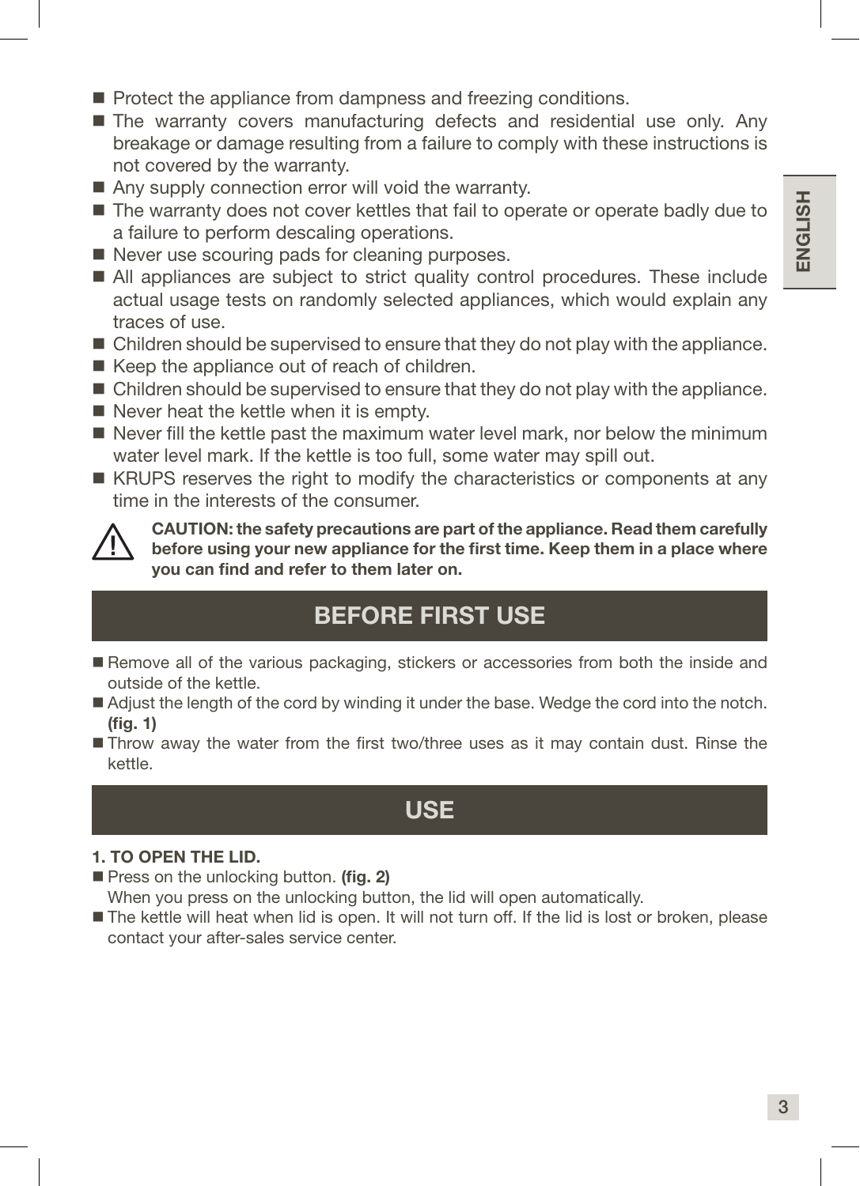- Protect the appliance from dampness and freezing conditions.
- The warranty covers manufacturing defects and residential use only. Any breakage or damage resulting from a failure to comply with these instructions is not covered by the warranty.
- Any supply connection error will void the warranty.
- The warranty does not cover kettles that fail to operate or operate badly due to a failure to perform descaling operations.
- Never use scouring pads for cleaning purposes.
- All appliances are subject to strict quality control procedures. These include actual usage tests on randomly selected appliances, which would explain any traces of use.
- Children should be supervised to ensure that they do not play with the appliance.
- Keep the appliance out of reach of children.
- Children should be supervised to ensure that they do not play with the appliance.
- Never heat the kettle when it is empty.
- Never fill the kettle past the maximum water level mark, nor below the minimum water level mark. If the kettle is too full, some water may spill out.
- KRUPS reserves the right to modify the characteristics or components at any time in the interests of the consumer.

⚠ **CAUTION: the safety precautions are part of the appliance. Read them carefully before using your new appliance for the first time. Keep them in a place where you can find and refer to them later on.**

## BEFORE FIRST USE

- Remove all of the various packaging, stickers or accessories from both the inside and outside of the kettle.
- Adjust the length of the cord by winding it under the base. Wedge the cord into the notch. **(fig. 1)**
- Throw away the water from the first two/three uses as it may contain dust. Rinse the kettle.

## USE

**1. TO OPEN THE LID.**

- Press on the unlocking button. **(fig. 2)**
  When you press on the unlocking button, the lid will open automatically.
- The kettle will heat when lid is open. It will not turn off. If the lid is lost or broken, please contact your after-sales service center.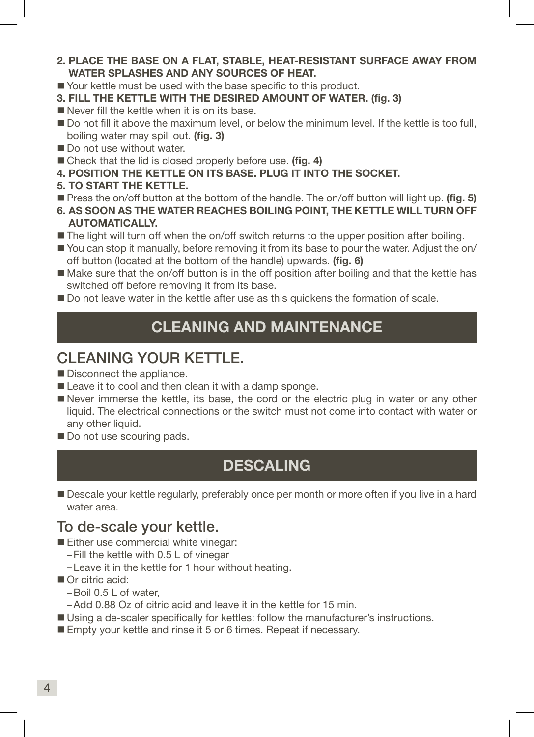**2. PLACE THE BASE ON A FLAT, STABLE, HEAT-RESISTANT SURFACE AWAY FROM WATER SPLASHES AND ANY SOURCES OF HEAT.**

- Your kettle must be used with the base specific to this product.

**3. FILL THE KETTLE WITH THE DESIRED AMOUNT OF WATER. (fig. 3)**

- Never fill the kettle when it is on its base.
- Do not fill it above the maximum level, or below the minimum level. If the kettle is too full, boiling water may spill out. **(fig. 3)**
- Do not use without water.
- Check that the lid is closed properly before use. **(fig. 4)**

**4. POSITION THE KETTLE ON ITS BASE. PLUG IT INTO THE SOCKET.**

**5. TO START THE KETTLE.**

- Press the on/off button at the bottom of the handle. The on/off button will light up. **(fig. 5)**

**6. AS SOON AS THE WATER REACHES BOILING POINT, THE KETTLE WILL TURN OFF AUTOMATICALLY.**

- The light will turn off when the on/off switch returns to the upper position after boiling.
- You can stop it manually, before removing it from its base to pour the water. Adjust the on/off button (located at the bottom of the handle) upwards. **(fig. 6)**
- Make sure that the on/off button is in the off position after boiling and that the kettle has switched off before removing it from its base.
- Do not leave water in the kettle after use as this quickens the formation of scale.

# CLEANING AND MAINTENANCE

## CLEANING YOUR KETTLE.

- Disconnect the appliance.
- Leave it to cool and then clean it with a damp sponge.
- Never immerse the kettle, its base, the cord or the electric plug in water or any other liquid. The electrical connections or the switch must not come into contact with water or any other liquid.
- Do not use scouring pads.

# DESCALING

- Descale your kettle regularly, preferably once per month or more often if you live in a hard water area.

## To de-scale your kettle.

- Either use commercial white vinegar:
  - Fill the kettle with 0.5 L of vinegar
  - Leave it in the kettle for 1 hour without heating.
- Or citric acid:
  - Boil 0.5 L of water,
  - Add 0.88 Oz of citric acid and leave it in the kettle for 15 min.
- Using a de-scaler specifically for kettles: follow the manufacturer's instructions.
- Empty your kettle and rinse it 5 or 6 times. Repeat if necessary.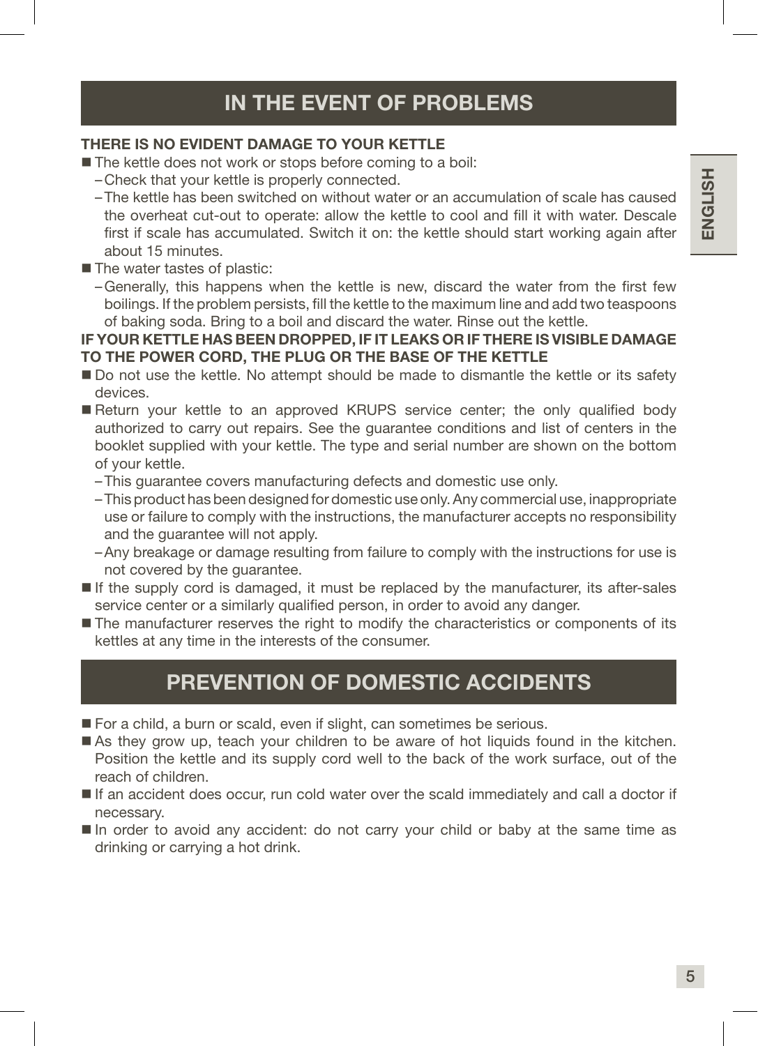## IN THE EVENT OF PROBLEMS

**THERE IS NO EVIDENT DAMAGE TO YOUR KETTLE**

- The kettle does not work or stops before coming to a boil:
  - Check that your kettle is properly connected.
  - The kettle has been switched on without water or an accumulation of scale has caused the overheat cut-out to operate: allow the kettle to cool and fill it with water. Descale first if scale has accumulated. Switch it on: the kettle should start working again after about 15 minutes.
- The water tastes of plastic:
  - Generally, this happens when the kettle is new, discard the water from the first few boilings. If the problem persists, fill the kettle to the maximum line and add two teaspoons of baking soda. Bring to a boil and discard the water. Rinse out the kettle.

**IF YOUR KETTLE HAS BEEN DROPPED, IF IT LEAKS OR IF THERE IS VISIBLE DAMAGE TO THE POWER CORD, THE PLUG OR THE BASE OF THE KETTLE**

- Do not use the kettle. No attempt should be made to dismantle the kettle or its safety devices.
- Return your kettle to an approved KRUPS service center; the only qualified body authorized to carry out repairs. See the guarantee conditions and list of centers in the booklet supplied with your kettle. The type and serial number are shown on the bottom of your kettle.
  - This guarantee covers manufacturing defects and domestic use only.
  - This product has been designed for domestic use only. Any commercial use, inappropriate use or failure to comply with the instructions, the manufacturer accepts no responsibility and the guarantee will not apply.
  - Any breakage or damage resulting from failure to comply with the instructions for use is not covered by the guarantee.
- If the supply cord is damaged, it must be replaced by the manufacturer, its after-sales service center or a similarly qualified person, in order to avoid any danger.
- The manufacturer reserves the right to modify the characteristics or components of its kettles at any time in the interests of the consumer.

## PREVENTION OF DOMESTIC ACCIDENTS

- For a child, a burn or scald, even if slight, can sometimes be serious.
- As they grow up, teach your children to be aware of hot liquids found in the kitchen. Position the kettle and its supply cord well to the back of the work surface, out of the reach of children.
- If an accident does occur, run cold water over the scald immediately and call a doctor if necessary.
- In order to avoid any accident: do not carry your child or baby at the same time as drinking or carrying a hot drink.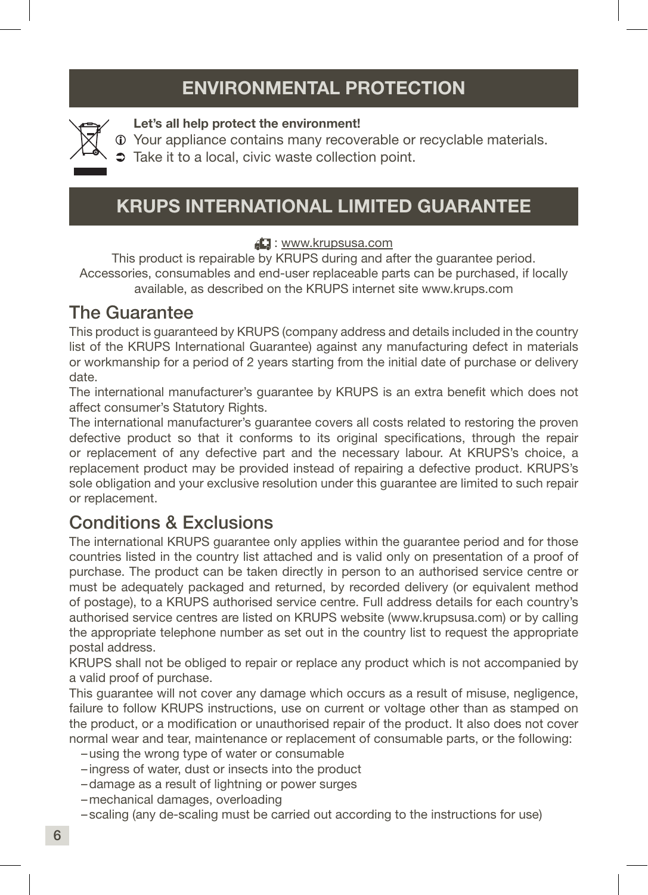## ENVIRONMENTAL PROTECTION

**Let's all help protect the environment!**

ⓘ Your appliance contains many recoverable or recyclable materials.

➲ Take it to a local, civic waste collection point.

## KRUPS INTERNATIONAL LIMITED GUARANTEE

: www.krupsusa.com

This product is repairable by KRUPS during and after the guarantee period.
Accessories, consumables and end-user replaceable parts can be purchased, if locally available, as described on the KRUPS internet site www.krups.com

### The Guarantee

This product is guaranteed by KRUPS (company address and details included in the country list of the KRUPS International Guarantee) against any manufacturing defect in materials or workmanship for a period of 2 years starting from the initial date of purchase or delivery date.

The international manufacturer's guarantee by KRUPS is an extra benefit which does not affect consumer's Statutory Rights.

The international manufacturer's guarantee covers all costs related to restoring the proven defective product so that it conforms to its original specifications, through the repair or replacement of any defective part and the necessary labour. At KRUPS's choice, a replacement product may be provided instead of repairing a defective product. KRUPS's sole obligation and your exclusive resolution under this guarantee are limited to such repair or replacement.

### Conditions & Exclusions

The international KRUPS guarantee only applies within the guarantee period and for those countries listed in the country list attached and is valid only on presentation of a proof of purchase. The product can be taken directly in person to an authorised service centre or must be adequately packaged and returned, by recorded delivery (or equivalent method of postage), to a KRUPS authorised service centre. Full address details for each country's authorised service centres are listed on KRUPS website (www.krupsusa.com) or by calling the appropriate telephone number as set out in the country list to request the appropriate postal address.

KRUPS shall not be obliged to repair or replace any product which is not accompanied by a valid proof of purchase.

This guarantee will not cover any damage which occurs as a result of misuse, negligence, failure to follow KRUPS instructions, use on current or voltage other than as stamped on the product, or a modification or unauthorised repair of the product. It also does not cover normal wear and tear, maintenance or replacement of consumable parts, or the following:

- using the wrong type of water or consumable
- ingress of water, dust or insects into the product
- damage as a result of lightning or power surges
- mechanical damages, overloading
- scaling (any de-scaling must be carried out according to the instructions for use)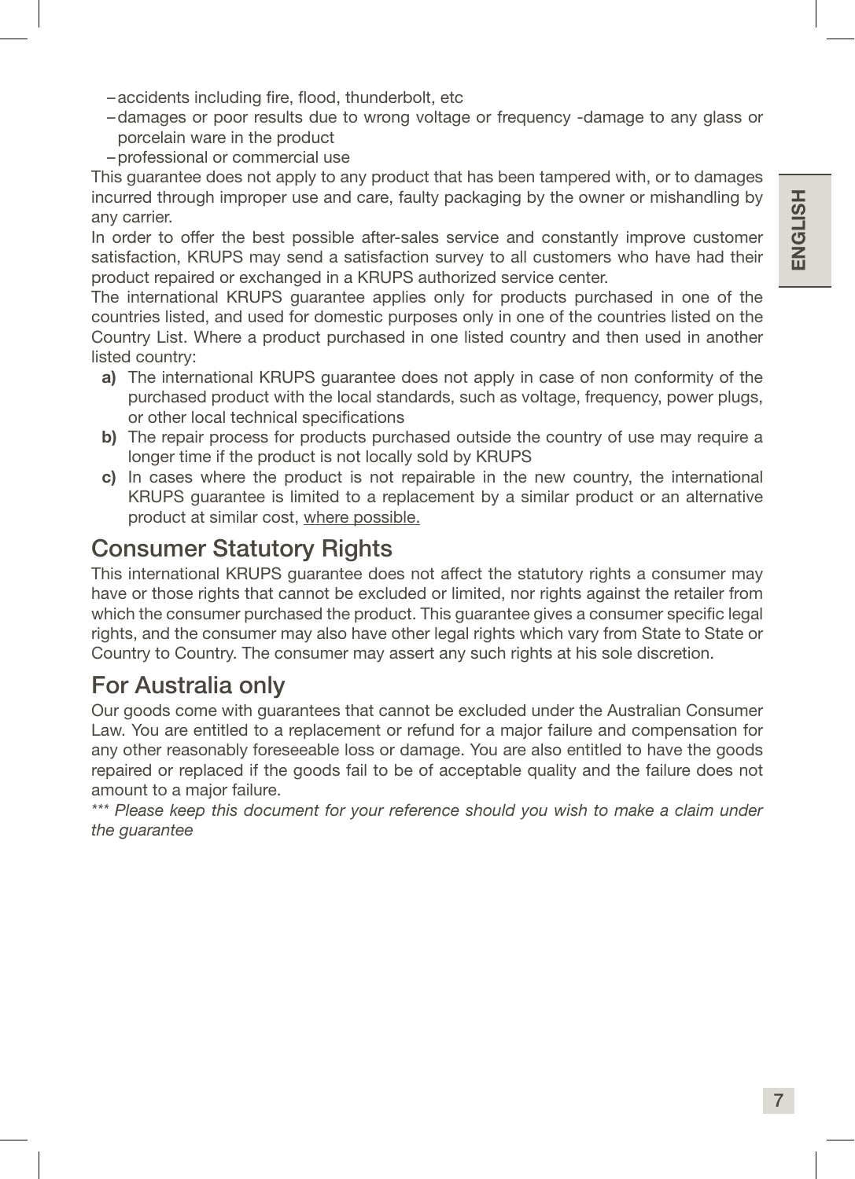- accidents including fire, flood, thunderbolt, etc
- damages or poor results due to wrong voltage or frequency -damage to any glass or porcelain ware in the product
- professional or commercial use

This guarantee does not apply to any product that has been tampered with, or to damages incurred through improper use and care, faulty packaging by the owner or mishandling by any carrier.

In order to offer the best possible after-sales service and constantly improve customer satisfaction, KRUPS may send a satisfaction survey to all customers who have had their product repaired or exchanged in a KRUPS authorized service center.

The international KRUPS guarantee applies only for products purchased in one of the countries listed, and used for domestic purposes only in one of the countries listed on the Country List. Where a product purchased in one listed country and then used in another listed country:

**a)** The international KRUPS guarantee does not apply in case of non conformity of the purchased product with the local standards, such as voltage, frequency, power plugs, or other local technical specifications

**b)** The repair process for products purchased outside the country of use may require a longer time if the product is not locally sold by KRUPS

**c)** In cases where the product is not repairable in the new country, the international KRUPS guarantee is limited to a replacement by a similar product or an alternative product at similar cost, where possible.

## Consumer Statutory Rights

This international KRUPS guarantee does not affect the statutory rights a consumer may have or those rights that cannot be excluded or limited, nor rights against the retailer from which the consumer purchased the product. This guarantee gives a consumer specific legal rights, and the consumer may also have other legal rights which vary from State to State or Country to Country. The consumer may assert any such rights at his sole discretion.

## For Australia only

Our goods come with guarantees that cannot be excluded under the Australian Consumer Law. You are entitled to a replacement or refund for a major failure and compensation for any other reasonably foreseeable loss or damage. You are also entitled to have the goods repaired or replaced if the goods fail to be of acceptable quality and the failure does not amount to a major failure.

*\*\*\* Please keep this document for your reference should you wish to make a claim under the guarantee*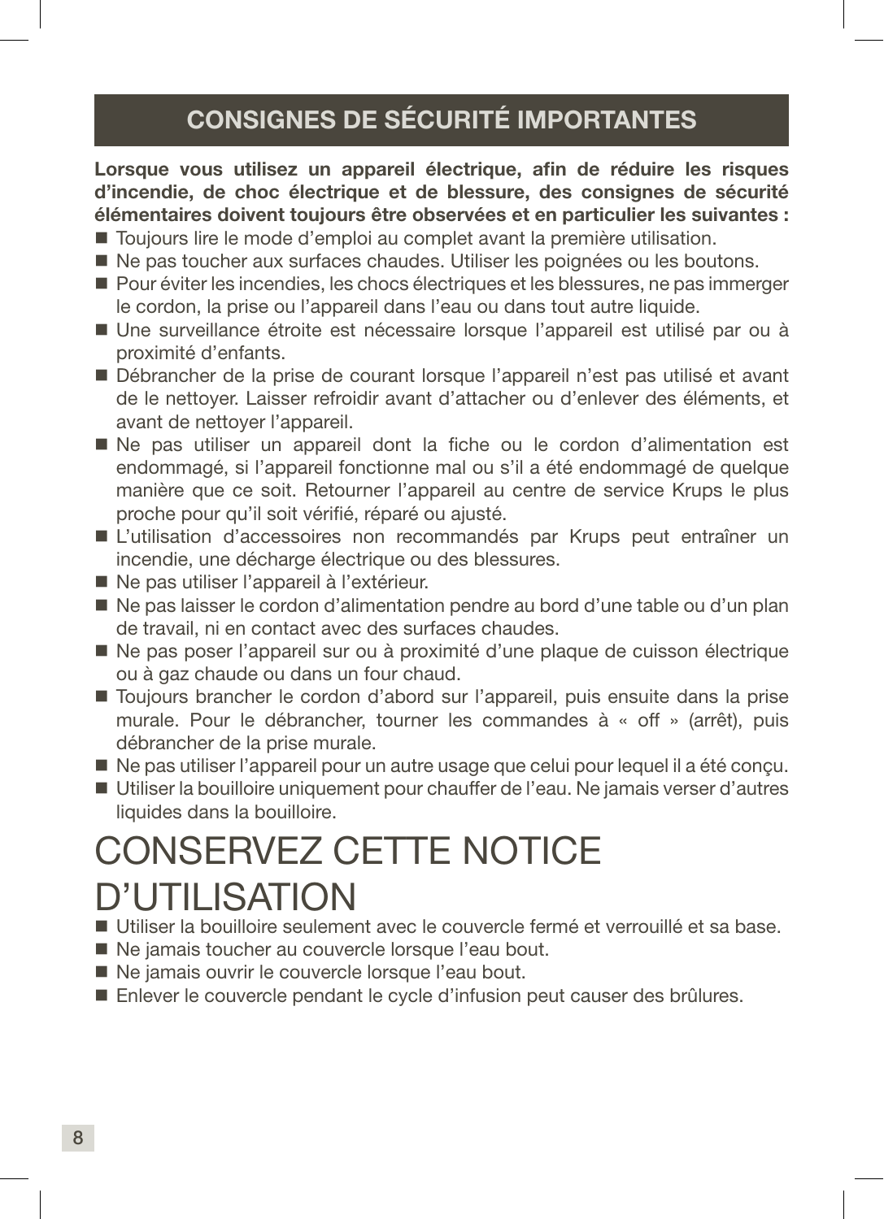## CONSIGNES DE SÉCURITÉ IMPORTANTES

**Lorsque vous utilisez un appareil électrique, afin de réduire les risques d'incendie, de choc électrique et de blessure, des consignes de sécurité élémentaires doivent toujours être observées et en particulier les suivantes :**

- Toujours lire le mode d'emploi au complet avant la première utilisation.
- Ne pas toucher aux surfaces chaudes. Utiliser les poignées ou les boutons.
- Pour éviter les incendies, les chocs électriques et les blessures, ne pas immerger le cordon, la prise ou l'appareil dans l'eau ou dans tout autre liquide.
- Une surveillance étroite est nécessaire lorsque l'appareil est utilisé par ou à proximité d'enfants.
- Débrancher de la prise de courant lorsque l'appareil n'est pas utilisé et avant de le nettoyer. Laisser refroidir avant d'attacher ou d'enlever des éléments, et avant de nettoyer l'appareil.
- Ne pas utiliser un appareil dont la fiche ou le cordon d'alimentation est endommagé, si l'appareil fonctionne mal ou s'il a été endommagé de quelque manière que ce soit. Retourner l'appareil au centre de service Krups le plus proche pour qu'il soit vérifié, réparé ou ajusté.
- L'utilisation d'accessoires non recommandés par Krups peut entraîner un incendie, une décharge électrique ou des blessures.
- Ne pas utiliser l'appareil à l'extérieur.
- Ne pas laisser le cordon d'alimentation pendre au bord d'une table ou d'un plan de travail, ni en contact avec des surfaces chaudes.
- Ne pas poser l'appareil sur ou à proximité d'une plaque de cuisson électrique ou à gaz chaude ou dans un four chaud.
- Toujours brancher le cordon d'abord sur l'appareil, puis ensuite dans la prise murale. Pour le débrancher, tourner les commandes à « off » (arrêt), puis débrancher de la prise murale.
- Ne pas utiliser l'appareil pour un autre usage que celui pour lequel il a été conçu.
- Utiliser la bouilloire uniquement pour chauffer de l'eau. Ne jamais verser d'autres liquides dans la bouilloire.

# CONSERVEZ CETTE NOTICE D'UTILISATION

- Utiliser la bouilloire seulement avec le couvercle fermé et verrouillé et sa base.
- Ne jamais toucher au couvercle lorsque l'eau bout.
- Ne jamais ouvrir le couvercle lorsque l'eau bout.
- Enlever le couvercle pendant le cycle d'infusion peut causer des brûlures.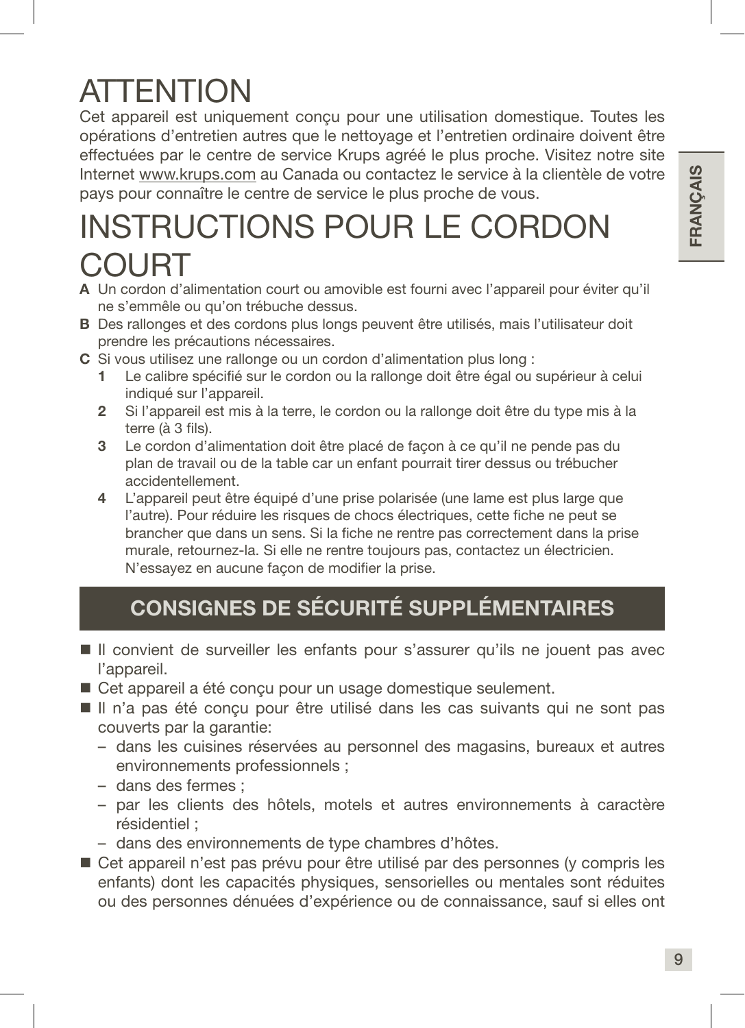# ATTENTION

Cet appareil est uniquement conçu pour une utilisation domestique. Toutes les opérations d'entretien autres que le nettoyage et l'entretien ordinaire doivent être effectuées par le centre de service Krups agréé le plus proche. Visitez notre site Internet www.krups.com au Canada ou contactez le service à la clientèle de votre pays pour connaître le centre de service le plus proche de vous.

# INSTRUCTIONS POUR LE CORDON COURT

**A** Un cordon d'alimentation court ou amovible est fourni avec l'appareil pour éviter qu'il ne s'emmêle ou qu'on trébuche dessus.

**B** Des rallonges et des cordons plus longs peuvent être utilisés, mais l'utilisateur doit prendre les précautions nécessaires.

**C** Si vous utilisez une rallonge ou un cordon d'alimentation plus long :

1. Le calibre spécifié sur le cordon ou la rallonge doit être égal ou supérieur à celui indiqué sur l'appareil.
2. Si l'appareil est mis à la terre, le cordon ou la rallonge doit être du type mis à la terre (à 3 fils).
3. Le cordon d'alimentation doit être placé de façon à ce qu'il ne pende pas du plan de travail ou de la table car un enfant pourrait tirer dessus ou trébucher accidentellement.
4. L'appareil peut être équipé d'une prise polarisée (une lame est plus large que l'autre). Pour réduire les risques de chocs électriques, cette fiche ne peut se brancher que dans un sens. Si la fiche ne rentre pas correctement dans la prise murale, retournez-la. Si elle ne rentre toujours pas, contactez un électricien. N'essayez en aucune façon de modifier la prise.

## CONSIGNES DE SÉCURITÉ SUPPLÉMENTAIRES

- Il convient de surveiller les enfants pour s'assurer qu'ils ne jouent pas avec l'appareil.
- Cet appareil a été conçu pour un usage domestique seulement.
- Il n'a pas été conçu pour être utilisé dans les cas suivants qui ne sont pas couverts par la garantie:
  - dans les cuisines réservées au personnel des magasins, bureaux et autres environnements professionnels ;
  - dans des fermes ;
  - par les clients des hôtels, motels et autres environnements à caractère résidentiel ;
  - dans des environnements de type chambres d'hôtes.
- Cet appareil n'est pas prévu pour être utilisé par des personnes (y compris les enfants) dont les capacités physiques, sensorielles ou mentales sont réduites ou des personnes dénuées d'expérience ou de connaissance, sauf si elles ont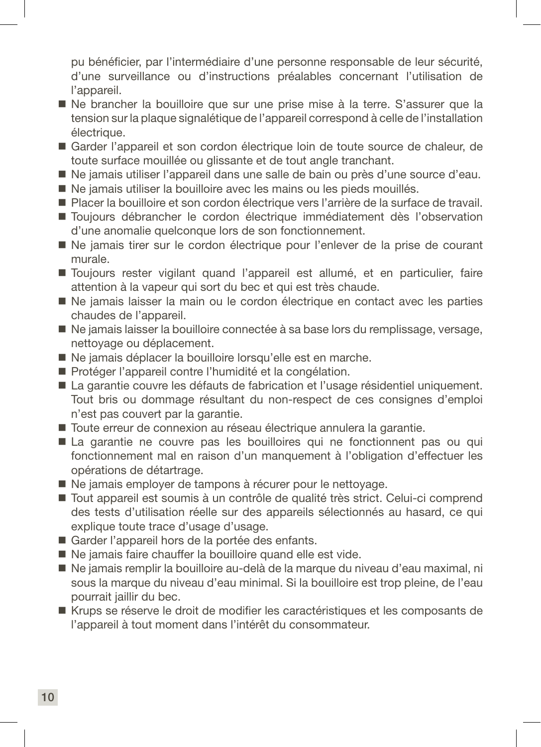pu bénéficier, par l'intermédiaire d'une personne responsable de leur sécurité, d'une surveillance ou d'instructions préalables concernant l'utilisation de l'appareil.

- Ne brancher la bouilloire que sur une prise mise à la terre. S'assurer que la tension sur la plaque signalétique de l'appareil correspond à celle de l'installation électrique.
- Garder l'appareil et son cordon électrique loin de toute source de chaleur, de toute surface mouillée ou glissante et de tout angle tranchant.
- Ne jamais utiliser l'appareil dans une salle de bain ou près d'une source d'eau.
- Ne jamais utiliser la bouilloire avec les mains ou les pieds mouillés.
- Placer la bouilloire et son cordon électrique vers l'arrière de la surface de travail.
- Toujours débrancher le cordon électrique immédiatement dès l'observation d'une anomalie quelconque lors de son fonctionnement.
- Ne jamais tirer sur le cordon électrique pour l'enlever de la prise de courant murale.
- Toujours rester vigilant quand l'appareil est allumé, et en particulier, faire attention à la vapeur qui sort du bec et qui est très chaude.
- Ne jamais laisser la main ou le cordon électrique en contact avec les parties chaudes de l'appareil.
- Ne jamais laisser la bouilloire connectée à sa base lors du remplissage, versage, nettoyage ou déplacement.
- Ne jamais déplacer la bouilloire lorsqu'elle est en marche.
- Protéger l'appareil contre l'humidité et la congélation.
- La garantie couvre les défauts de fabrication et l'usage résidentiel uniquement. Tout bris ou dommage résultant du non-respect de ces consignes d'emploi n'est pas couvert par la garantie.
- Toute erreur de connexion au réseau électrique annulera la garantie.
- La garantie ne couvre pas les bouilloires qui ne fonctionnent pas ou qui fonctionnement mal en raison d'un manquement à l'obligation d'effectuer les opérations de détartrage.
- Ne jamais employer de tampons à récurer pour le nettoyage.
- Tout appareil est soumis à un contrôle de qualité très strict. Celui-ci comprend des tests d'utilisation réelle sur des appareils sélectionnés au hasard, ce qui explique toute trace d'usage d'usage.
- Garder l'appareil hors de la portée des enfants.
- Ne jamais faire chauffer la bouilloire quand elle est vide.
- Ne jamais remplir la bouilloire au-delà de la marque du niveau d'eau maximal, ni sous la marque du niveau d'eau minimal. Si la bouilloire est trop pleine, de l'eau pourrait jaillir du bec.
- Krups se réserve le droit de modifier les caractéristiques et les composants de l'appareil à tout moment dans l'intérêt du consommateur.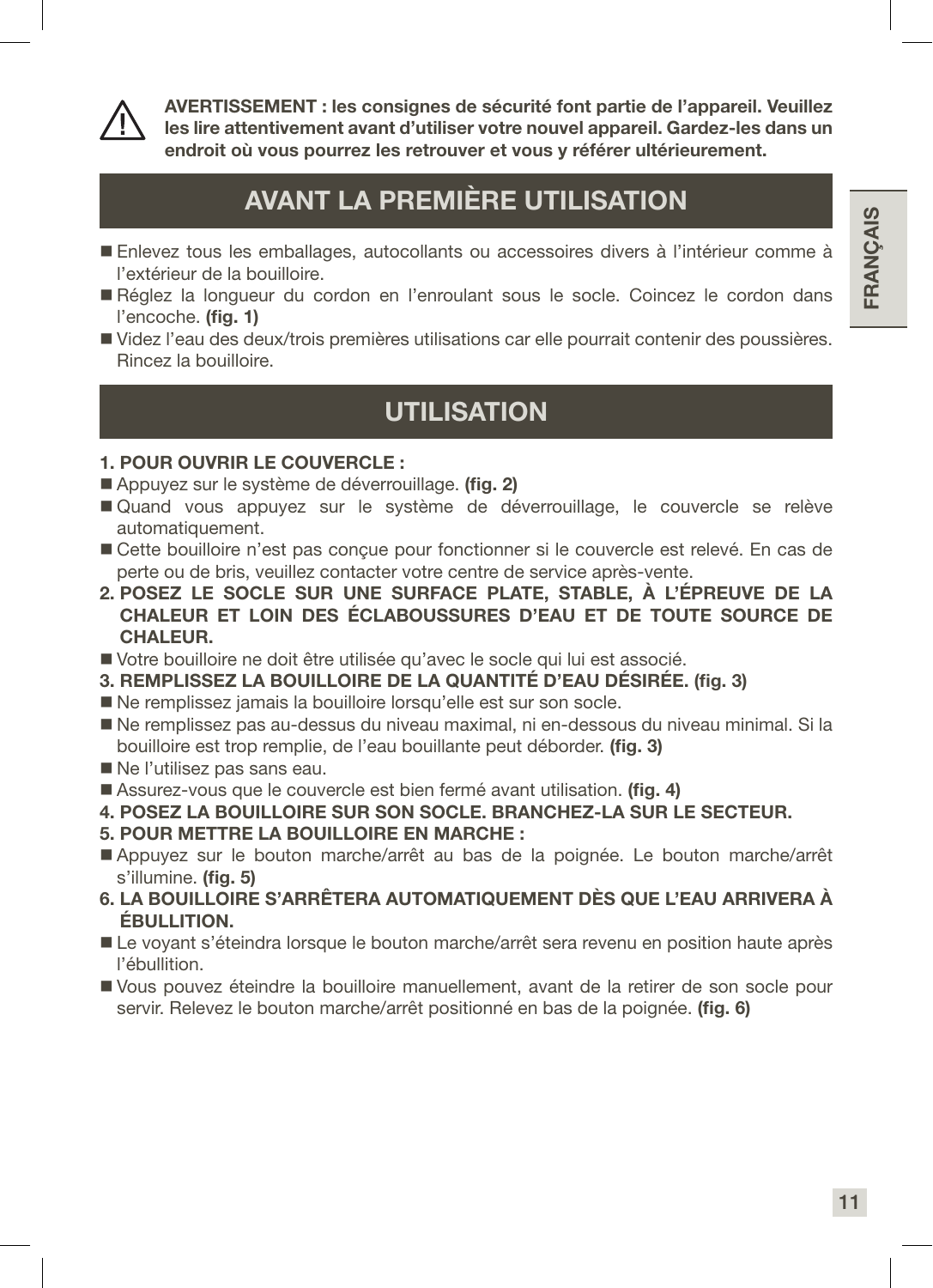⚠ **AVERTISSEMENT : les consignes de sécurité font partie de l'appareil. Veuillez les lire attentivement avant d'utiliser votre nouvel appareil. Gardez-les dans un endroit où vous pourrez les retrouver et vous y référer ultérieurement.**

## AVANT LA PREMIÈRE UTILISATION

- Enlevez tous les emballages, autocollants ou accessoires divers à l'intérieur comme à l'extérieur de la bouilloire.
- Réglez la longueur du cordon en l'enroulant sous le socle. Coincez le cordon dans l'encoche. **(fig. 1)**
- Videz l'eau des deux/trois premières utilisations car elle pourrait contenir des poussières. Rincez la bouilloire.

## UTILISATION

**1. POUR OUVRIR LE COUVERCLE :**

- Appuyez sur le système de déverrouillage. **(fig. 2)**
- Quand vous appuyez sur le système de déverrouillage, le couvercle se relève automatiquement.
- Cette bouilloire n'est pas conçue pour fonctionner si le couvercle est relevé. En cas de perte ou de bris, veuillez contacter votre centre de service après-vente.

**2. POSEZ LE SOCLE SUR UNE SURFACE PLATE, STABLE, À L'ÉPREUVE DE LA CHALEUR ET LOIN DES ÉCLABOUSSURES D'EAU ET DE TOUTE SOURCE DE CHALEUR.**

- Votre bouilloire ne doit être utilisée qu'avec le socle qui lui est associé.

**3. REMPLISSEZ LA BOUILLOIRE DE LA QUANTITÉ D'EAU DÉSIRÉE. (fig. 3)**

- Ne remplissez jamais la bouilloire lorsqu'elle est sur son socle.
- Ne remplissez pas au-dessus du niveau maximal, ni en-dessous du niveau minimal. Si la bouilloire est trop remplie, de l'eau bouillante peut déborder. **(fig. 3)**
- Ne l'utilisez pas sans eau.
- Assurez-vous que le couvercle est bien fermé avant utilisation. **(fig. 4)**

**4. POSEZ LA BOUILLOIRE SUR SON SOCLE. BRANCHEZ-LA SUR LE SECTEUR.**

**5. POUR METTRE LA BOUILLOIRE EN MARCHE :**

- Appuyez sur le bouton marche/arrêt au bas de la poignée. Le bouton marche/arrêt s'illumine. **(fig. 5)**

**6. LA BOUILLOIRE S'ARRÊTERA AUTOMATIQUEMENT DÈS QUE L'EAU ARRIVERA À ÉBULLITION.**

- Le voyant s'éteindra lorsque le bouton marche/arrêt sera revenu en position haute après l'ébullition.
- Vous pouvez éteindre la bouilloire manuellement, avant de la retirer de son socle pour servir. Relevez le bouton marche/arrêt positionné en bas de la poignée. **(fig. 6)**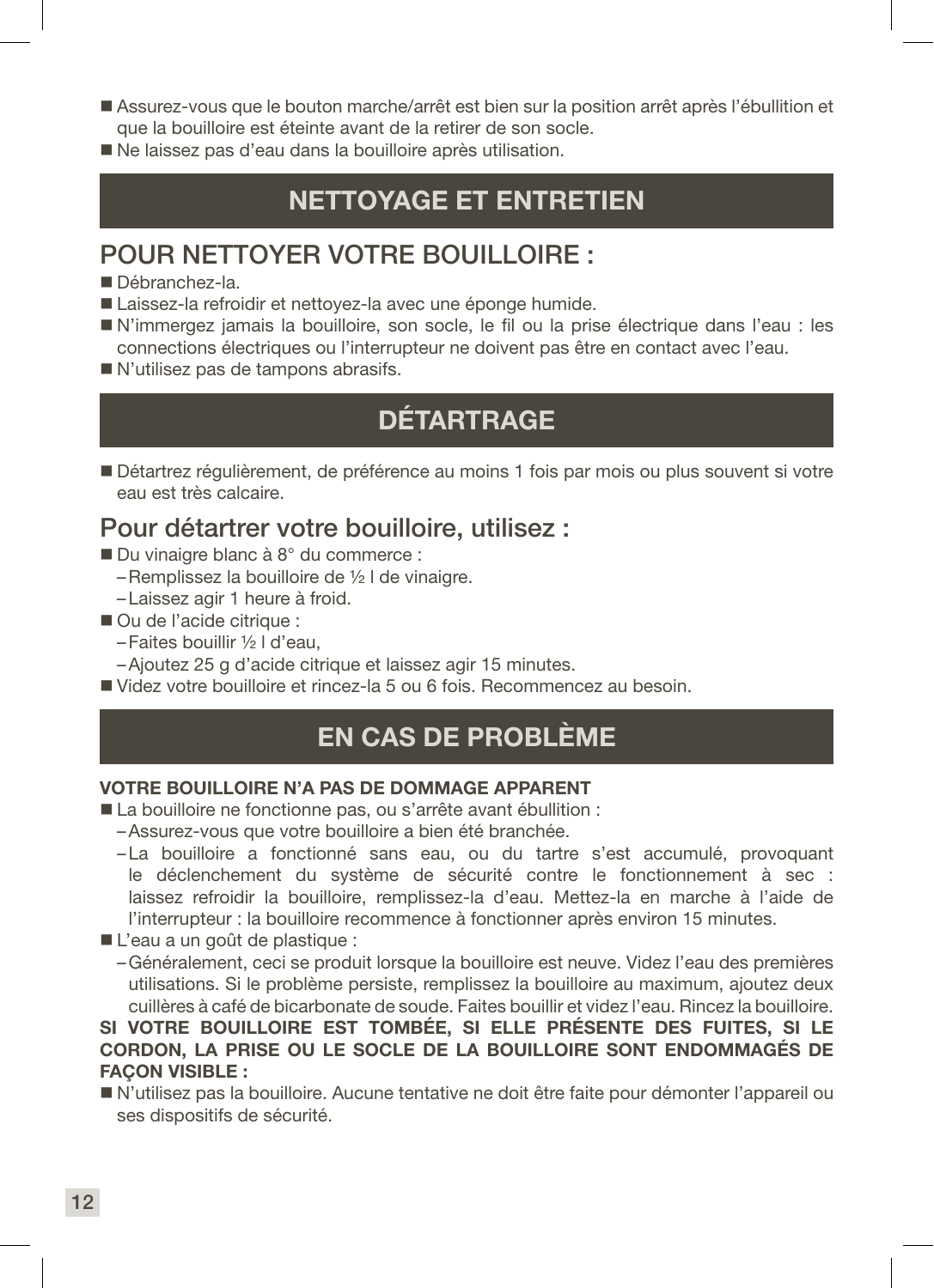- Assurez-vous que le bouton marche/arrêt est bien sur la position arrêt après l'ébullition et que la bouilloire est éteinte avant de la retirer de son socle.
- Ne laissez pas d'eau dans la bouilloire après utilisation.

## NETTOYAGE ET ENTRETIEN

### POUR NETTOYER VOTRE BOUILLOIRE :

- Débranchez-la.
- Laissez-la refroidir et nettoyez-la avec une éponge humide.
- N'immergez jamais la bouilloire, son socle, le fil ou la prise électrique dans l'eau : les connections électriques ou l'interrupteur ne doivent pas être en contact avec l'eau.
- N'utilisez pas de tampons abrasifs.

## DÉTARTRAGE

- Détartrez régulièrement, de préférence au moins 1 fois par mois ou plus souvent si votre eau est très calcaire.

### Pour détartrer votre bouilloire, utilisez :

- Du vinaigre blanc à 8° du commerce :
  - Remplissez la bouilloire de ½ l de vinaigre.
  - Laissez agir 1 heure à froid.
- Ou de l'acide citrique :
  - Faites bouillir ½ l d'eau,
  - Ajoutez 25 g d'acide citrique et laissez agir 15 minutes.
- Videz votre bouilloire et rincez-la 5 ou 6 fois. Recommencez au besoin.

## EN CAS DE PROBLÈME

**VOTRE BOUILLOIRE N'A PAS DE DOMMAGE APPARENT**

- La bouilloire ne fonctionne pas, ou s'arrête avant ébullition :
  - Assurez-vous que votre bouilloire a bien été branchée.
  - La bouilloire a fonctionné sans eau, ou du tartre s'est accumulé, provoquant le déclenchement du système de sécurité contre le fonctionnement à sec : laissez refroidir la bouilloire, remplissez-la d'eau. Mettez-la en marche à l'aide de l'interrupteur : la bouilloire recommence à fonctionner après environ 15 minutes.
- L'eau a un goût de plastique :
  - Généralement, ceci se produit lorsque la bouilloire est neuve. Videz l'eau des premières utilisations. Si le problème persiste, remplissez la bouilloire au maximum, ajoutez deux cuillères à café de bicarbonate de soude. Faites bouillir et videz l'eau. Rincez la bouilloire.

**SI VOTRE BOUILLOIRE EST TOMBÉE, SI ELLE PRÉSENTE DES FUITES, SI LE CORDON, LA PRISE OU LE SOCLE DE LA BOUILLOIRE SONT ENDOMMAGÉS DE FAÇON VISIBLE :**

- N'utilisez pas la bouilloire. Aucune tentative ne doit être faite pour démonter l'appareil ou ses dispositifs de sécurité.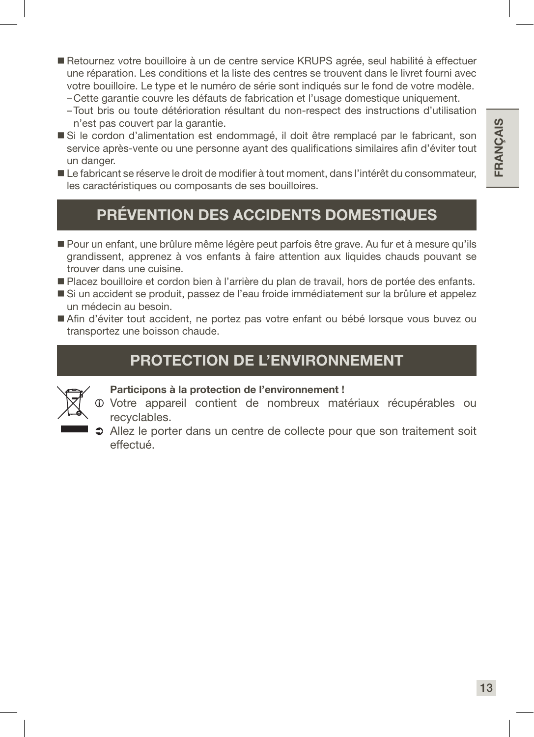- Retournez votre bouilloire à un de centre service KRUPS agrée, seul habilité à effectuer une réparation. Les conditions et la liste des centres se trouvent dans le livret fourni avec votre bouilloire. Le type et le numéro de série sont indiqués sur le fond de votre modèle.
  - Cette garantie couvre les défauts de fabrication et l'usage domestique uniquement.
  - Tout bris ou toute détérioration résultant du non-respect des instructions d'utilisation n'est pas couvert par la garantie.
- Si le cordon d'alimentation est endommagé, il doit être remplacé par le fabricant, son service après-vente ou une personne ayant des qualifications similaires afin d'éviter tout un danger.
- Le fabricant se réserve le droit de modifier à tout moment, dans l'intérêt du consommateur, les caractéristiques ou composants de ses bouilloires.

## PRÉVENTION DES ACCIDENTS DOMESTIQUES

- Pour un enfant, une brûlure même légère peut parfois être grave. Au fur et à mesure qu'ils grandissent, apprenez à vos enfants à faire attention aux liquides chauds pouvant se trouver dans une cuisine.
- Placez bouilloire et cordon bien à l'arrière du plan de travail, hors de portée des enfants.
- Si un accident se produit, passez de l'eau froide immédiatement sur la brûlure et appelez un médecin au besoin.
- Afin d'éviter tout accident, ne portez pas votre enfant ou bébé lorsque vous buvez ou transportez une boisson chaude.

## PROTECTION DE L'ENVIRONNEMENT

**Participons à la protection de l'environnement !**

ⓘ Votre appareil contient de nombreux matériaux récupérables ou recyclables.

➲ Allez le porter dans un centre de collecte pour que son traitement soit effectué.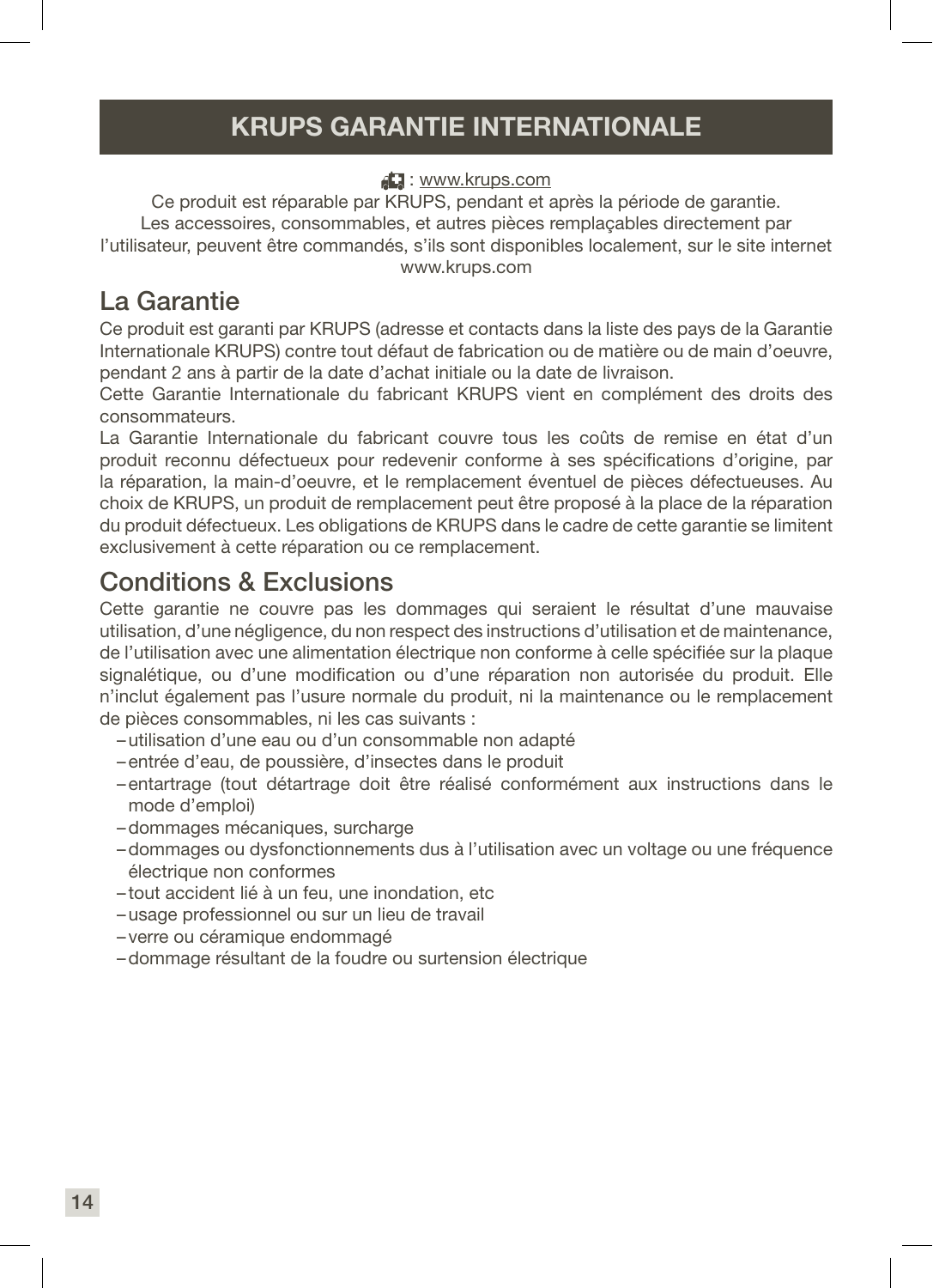# KRUPS GARANTIE INTERNATIONALE

: www.krups.com

Ce produit est réparable par KRUPS, pendant et après la période de garantie.
Les accessoires, consommables, et autres pièces remplaçables directement par l'utilisateur, peuvent être commandés, s'ils sont disponibles localement, sur le site internet www.krups.com

## La Garantie

Ce produit est garanti par KRUPS (adresse et contacts dans la liste des pays de la Garantie Internationale KRUPS) contre tout défaut de fabrication ou de matière ou de main d'oeuvre, pendant 2 ans à partir de la date d'achat initiale ou la date de livraison.

Cette Garantie Internationale du fabricant KRUPS vient en complément des droits des consommateurs.

La Garantie Internationale du fabricant couvre tous les coûts de remise en état d'un produit reconnu défectueux pour redevenir conforme à ses spécifications d'origine, par la réparation, la main-d'oeuvre, et le remplacement éventuel de pièces défectueuses. Au choix de KRUPS, un produit de remplacement peut être proposé à la place de la réparation du produit défectueux. Les obligations de KRUPS dans le cadre de cette garantie se limitent exclusivement à cette réparation ou ce remplacement.

## Conditions & Exclusions

Cette garantie ne couvre pas les dommages qui seraient le résultat d'une mauvaise utilisation, d'une négligence, du non respect des instructions d'utilisation et de maintenance, de l'utilisation avec une alimentation électrique non conforme à celle spécifiée sur la plaque signalétique, ou d'une modification ou d'une réparation non autorisée du produit. Elle n'inclut également pas l'usure normale du produit, ni la maintenance ou le remplacement de pièces consommables, ni les cas suivants :

- utilisation d'une eau ou d'un consommable non adapté
- entrée d'eau, de poussière, d'insectes dans le produit
- entartrage (tout détartrage doit être réalisé conformément aux instructions dans le mode d'emploi)
- dommages mécaniques, surcharge
- dommages ou dysfonctionnements dus à l'utilisation avec un voltage ou une fréquence électrique non conformes
- tout accident lié à un feu, une inondation, etc
- usage professionnel ou sur un lieu de travail
- verre ou céramique endommagé
- dommage résultant de la foudre ou surtension électrique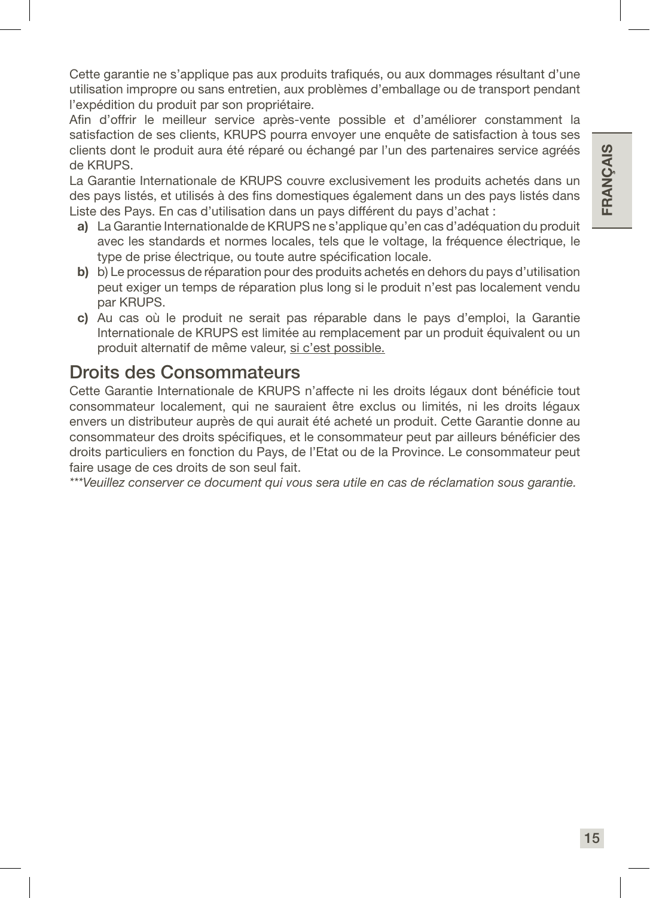Cette garantie ne s'applique pas aux produits trafiqués, ou aux dommages résultant d'une utilisation impropre ou sans entretien, aux problèmes d'emballage ou de transport pendant l'expédition du produit par son propriétaire.

Afin d'offrir le meilleur service après-vente possible et d'améliorer constamment la satisfaction de ses clients, KRUPS pourra envoyer une enquête de satisfaction à tous ses clients dont le produit aura été réparé ou échangé par l'un des partenaires service agréés de KRUPS.

La Garantie Internationale de KRUPS couvre exclusivement les produits achetés dans un des pays listés, et utilisés à des fins domestiques également dans un des pays listés dans Liste des Pays. En cas d'utilisation dans un pays différent du pays d'achat :

**a)** La Garantie Internationalde de KRUPS ne s'applique qu'en cas d'adéquation du produit avec les standards et normes locales, tels que le voltage, la fréquence électrique, le type de prise électrique, ou toute autre spécification locale.

**b)** b) Le processus de réparation pour des produits achetés en dehors du pays d'utilisation peut exiger un temps de réparation plus long si le produit n'est pas localement vendu par KRUPS.

**c)** Au cas où le produit ne serait pas réparable dans le pays d'emploi, la Garantie Internationale de KRUPS est limitée au remplacement par un produit équivalent ou un produit alternatif de même valeur, si c'est possible.

## Droits des Consommateurs

Cette Garantie Internationale de KRUPS n'affecte ni les droits légaux dont bénéficie tout consommateur localement, qui ne sauraient être exclus ou limités, ni les droits légaux envers un distributeur auprès de qui aurait été acheté un produit. Cette Garantie donne au consommateur des droits spécifiques, et le consommateur peut par ailleurs bénéficier des droits particuliers en fonction du Pays, de l'Etat ou de la Province. Le consommateur peut faire usage de ces droits de son seul fait.

*\*\*\*Veuillez conserver ce document qui vous sera utile en cas de réclamation sous garantie.*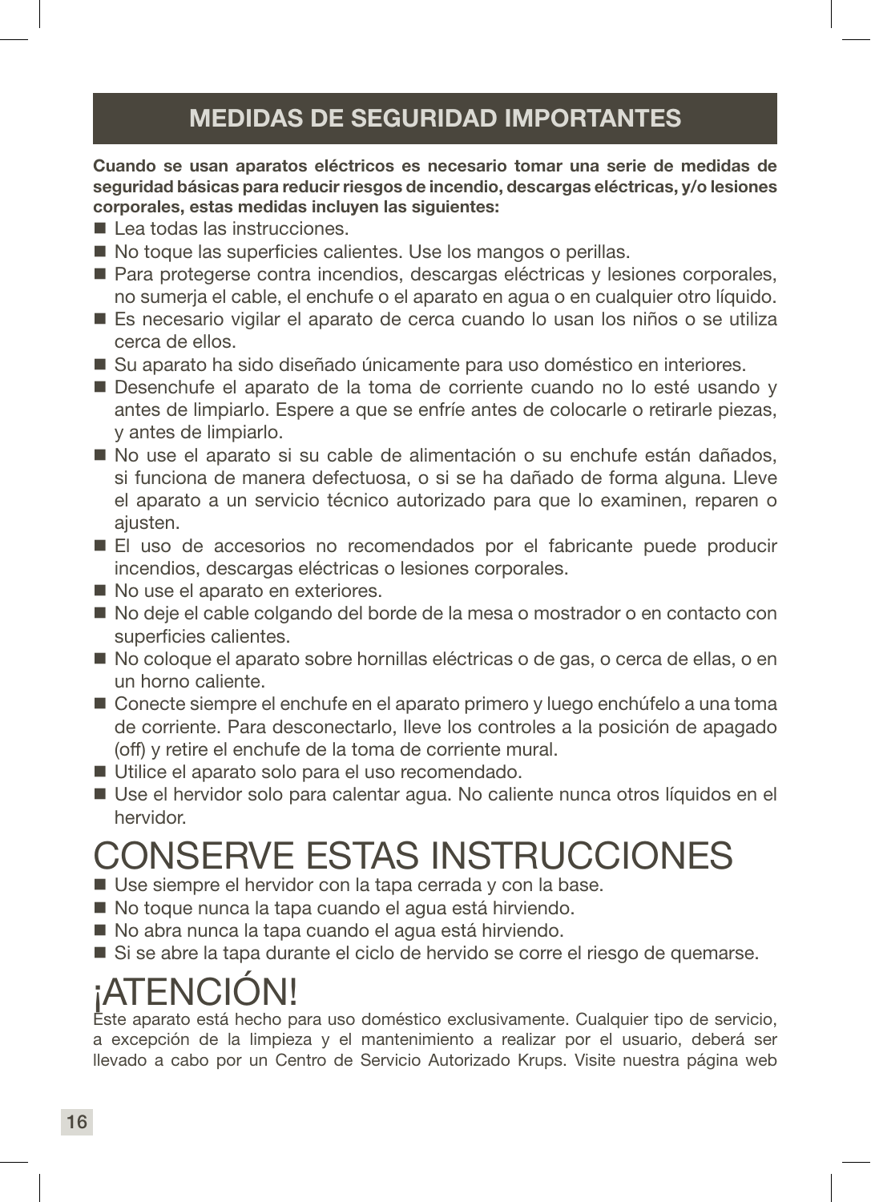# MEDIDAS DE SEGURIDAD IMPORTANTES

**Cuando se usan aparatos eléctricos es necesario tomar una serie de medidas de seguridad básicas para reducir riesgos de incendio, descargas eléctricas, y/o lesiones corporales, estas medidas incluyen las siguientes:**

- Lea todas las instrucciones.
- No toque las superficies calientes. Use los mangos o perillas.
- Para protegerse contra incendios, descargas eléctricas y lesiones corporales, no sumerja el cable, el enchufe o el aparato en agua o en cualquier otro líquido.
- Es necesario vigilar el aparato de cerca cuando lo usan los niños o se utiliza cerca de ellos.
- Su aparato ha sido diseñado únicamente para uso doméstico en interiores.
- Desenchufe el aparato de la toma de corriente cuando no lo esté usando y antes de limpiarlo. Espere a que se enfríe antes de colocarle o retirarle piezas, y antes de limpiarlo.
- No use el aparato si su cable de alimentación o su enchufe están dañados, si funciona de manera defectuosa, o si se ha dañado de forma alguna. Lleve el aparato a un servicio técnico autorizado para que lo examinen, reparen o ajusten.
- El uso de accesorios no recomendados por el fabricante puede producir incendios, descargas eléctricas o lesiones corporales.
- No use el aparato en exteriores.
- No deje el cable colgando del borde de la mesa o mostrador o en contacto con superficies calientes.
- No coloque el aparato sobre hornillas eléctricas o de gas, o cerca de ellas, o en un horno caliente.
- Conecte siempre el enchufe en el aparato primero y luego enchúfelo a una toma de corriente. Para desconectarlo, lleve los controles a la posición de apagado (off) y retire el enchufe de la toma de corriente mural.
- Utilice el aparato solo para el uso recomendado.
- Use el hervidor solo para calentar agua. No caliente nunca otros líquidos en el hervidor.

# CONSERVE ESTAS INSTRUCCIONES

- Use siempre el hervidor con la tapa cerrada y con la base.
- No toque nunca la tapa cuando el agua está hirviendo.
- No abra nunca la tapa cuando el agua está hirviendo.
- Si se abre la tapa durante el ciclo de hervido se corre el riesgo de quemarse.

# ¡ATENCIÓN!

Este aparato está hecho para uso doméstico exclusivamente. Cualquier tipo de servicio, a excepción de la limpieza y el mantenimiento a realizar por el usuario, deberá ser llevado a cabo por un Centro de Servicio Autorizado Krups. Visite nuestra página web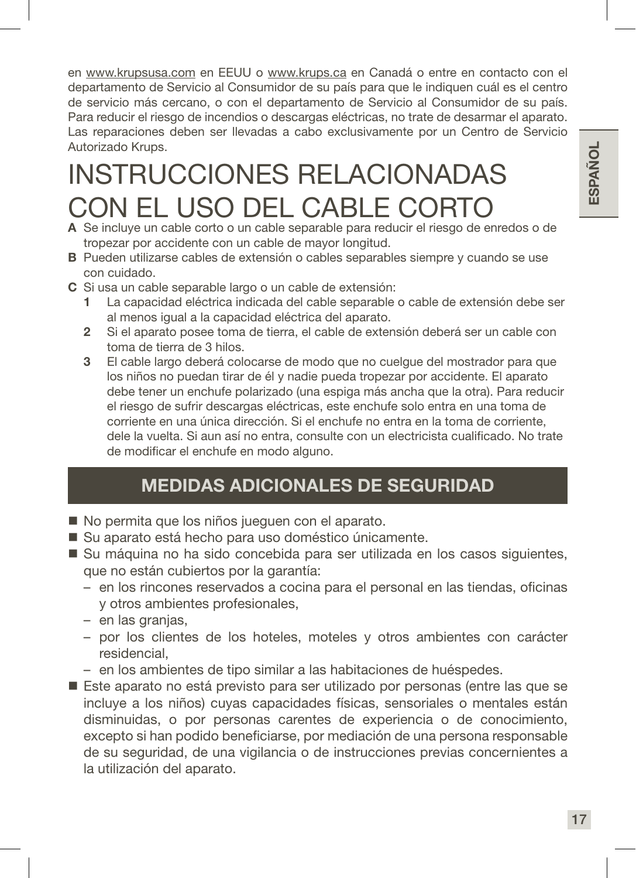en www.krupsusa.com en EEUU o www.krups.ca en Canadá o entre en contacto con el departamento de Servicio al Consumidor de su país para que le indiquen cuál es el centro de servicio más cercano, o con el departamento de Servicio al Consumidor de su país. Para reducir el riesgo de incendios o descargas eléctricas, no trate de desarmar el aparato. Las reparaciones deben ser llevadas a cabo exclusivamente por un Centro de Servicio Autorizado Krups.

# INSTRUCCIONES RELACIONADAS CON EL USO DEL CABLE CORTO

**A** Se incluye un cable corto o un cable separable para reducir el riesgo de enredos o de tropezar por accidente con un cable de mayor longitud.

**B** Pueden utilizarse cables de extensión o cables separables siempre y cuando se use con cuidado.

**C** Si usa un cable separable largo o un cable de extensión:

1. La capacidad eléctrica indicada del cable separable o cable de extensión debe ser al menos igual a la capacidad eléctrica del aparato.
2. Si el aparato posee toma de tierra, el cable de extensión deberá ser un cable con toma de tierra de 3 hilos.
3. El cable largo deberá colocarse de modo que no cuelgue del mostrador para que los niños no puedan tirar de él y nadie pueda tropezar por accidente. El aparato debe tener un enchufe polarizado (una espiga más ancha que la otra). Para reducir el riesgo de sufrir descargas eléctricas, este enchufe solo entra en una toma de corriente en una única dirección. Si el enchufe no entra en la toma de corriente, dele la vuelta. Si aun así no entra, consulte con un electricista cualificado. No trate de modificar el enchufe en modo alguno.

## MEDIDAS ADICIONALES DE SEGURIDAD

- No permita que los niños jueguen con el aparato.
- Su aparato está hecho para uso doméstico únicamente.
- Su máquina no ha sido concebida para ser utilizada en los casos siguientes, que no están cubiertos por la garantía:
  - en los rincones reservados a cocina para el personal en las tiendas, oficinas y otros ambientes profesionales,
  - en las granjas,
  - por los clientes de los hoteles, moteles y otros ambientes con carácter residencial,
  - en los ambientes de tipo similar a las habitaciones de huéspedes.
- Este aparato no está previsto para ser utilizado por personas (entre las que se incluye a los niños) cuyas capacidades físicas, sensoriales o mentales están disminuidas, o por personas carentes de experiencia o de conocimiento, excepto si han podido beneficiarse, por mediación de una persona responsable de su seguridad, de una vigilancia o de instrucciones previas concernientes a la utilización del aparato.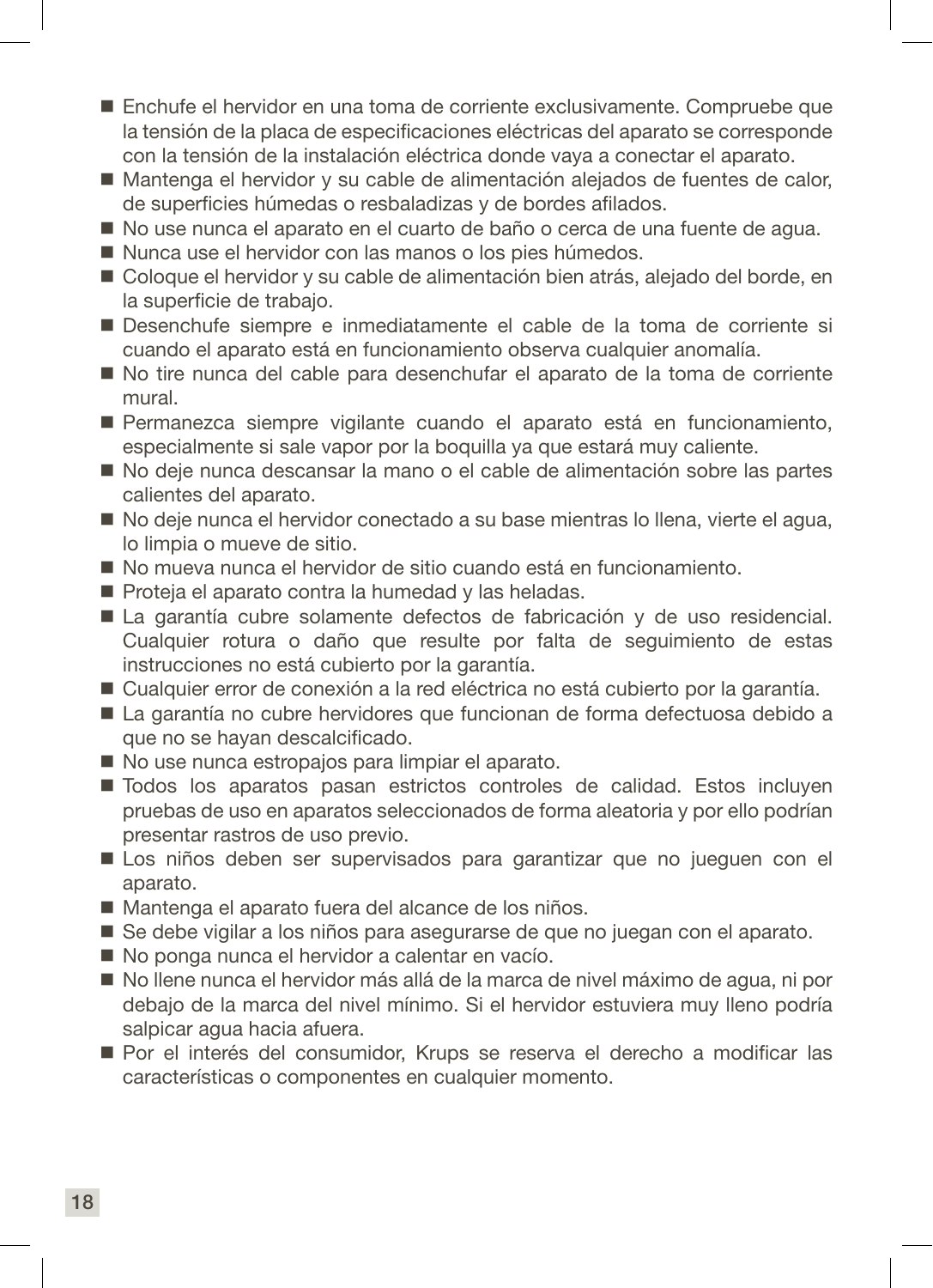- Enchufe el hervidor en una toma de corriente exclusivamente. Compruebe que la tensión de la placa de especificaciones eléctricas del aparato se corresponde con la tensión de la instalación eléctrica donde vaya a conectar el aparato.
- Mantenga el hervidor y su cable de alimentación alejados de fuentes de calor, de superficies húmedas o resbaladizas y de bordes afilados.
- No use nunca el aparato en el cuarto de baño o cerca de una fuente de agua.
- Nunca use el hervidor con las manos o los pies húmedos.
- Coloque el hervidor y su cable de alimentación bien atrás, alejado del borde, en la superficie de trabajo.
- Desenchufe siempre e inmediatamente el cable de la toma de corriente si cuando el aparato está en funcionamiento observa cualquier anomalía.
- No tire nunca del cable para desenchufar el aparato de la toma de corriente mural.
- Permanezca siempre vigilante cuando el aparato está en funcionamiento, especialmente si sale vapor por la boquilla ya que estará muy caliente.
- No deje nunca descansar la mano o el cable de alimentación sobre las partes calientes del aparato.
- No deje nunca el hervidor conectado a su base mientras lo llena, vierte el agua, lo limpia o mueve de sitio.
- No mueva nunca el hervidor de sitio cuando está en funcionamiento.
- Proteja el aparato contra la humedad y las heladas.
- La garantía cubre solamente defectos de fabricación y de uso residencial. Cualquier rotura o daño que resulte por falta de seguimiento de estas instrucciones no está cubierto por la garantía.
- Cualquier error de conexión a la red eléctrica no está cubierto por la garantía.
- La garantía no cubre hervidores que funcionan de forma defectuosa debido a que no se hayan descalcificado.
- No use nunca estropajos para limpiar el aparato.
- Todos los aparatos pasan estrictos controles de calidad. Estos incluyen pruebas de uso en aparatos seleccionados de forma aleatoria y por ello podrían presentar rastros de uso previo.
- Los niños deben ser supervisados para garantizar que no jueguen con el aparato.
- Mantenga el aparato fuera del alcance de los niños.
- Se debe vigilar a los niños para asegurarse de que no juegan con el aparato.
- No ponga nunca el hervidor a calentar en vacío.
- No llene nunca el hervidor más allá de la marca de nivel máximo de agua, ni por debajo de la marca del nivel mínimo. Si el hervidor estuviera muy lleno podría salpicar agua hacia afuera.
- Por el interés del consumidor, Krups se reserva el derecho a modificar las características o componentes en cualquier momento.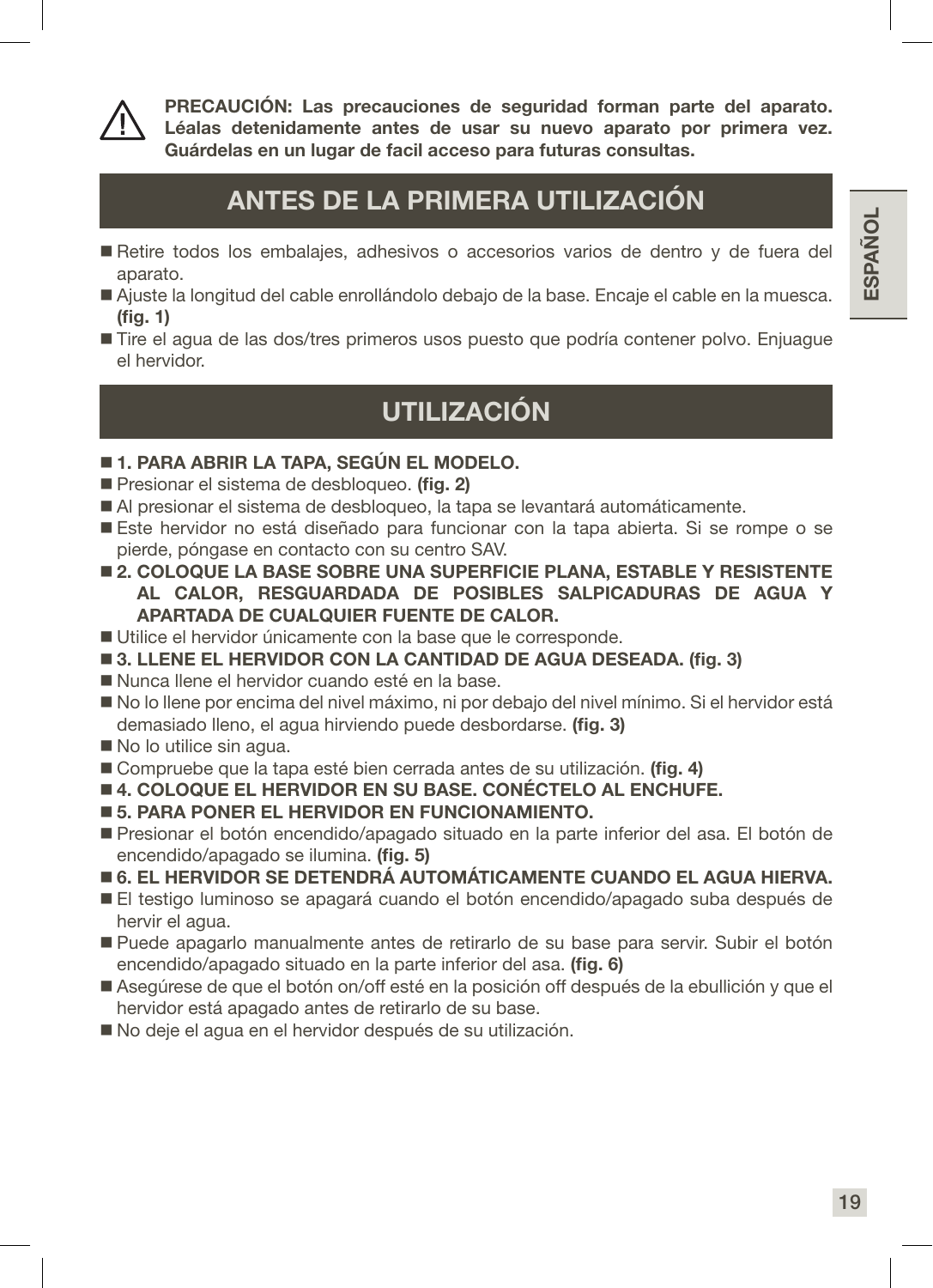⚠ **PRECAUCIÓN: Las precauciones de seguridad forman parte del aparato. Léalas detenidamente antes de usar su nuevo aparato por primera vez. Guárdelas en un lugar de facil acceso para futuras consultas.**

## ANTES DE LA PRIMERA UTILIZACIÓN

- Retire todos los embalajes, adhesivos o accesorios varios de dentro y de fuera del aparato.
- Ajuste la longitud del cable enrollándolo debajo de la base. Encaje el cable en la muesca. **(fig. 1)**
- Tire el agua de las dos/tres primeros usos puesto que podría contener polvo. Enjuague el hervidor.

## UTILIZACIÓN

- **1. PARA ABRIR LA TAPA, SEGÚN EL MODELO.**
- Presionar el sistema de desbloqueo. **(fig. 2)**
- Al presionar el sistema de desbloqueo, la tapa se levantará automáticamente.
- Este hervidor no está diseñado para funcionar con la tapa abierta. Si se rompe o se pierde, póngase en contacto con su centro SAV.
- **2. COLOQUE LA BASE SOBRE UNA SUPERFICIE PLANA, ESTABLE Y RESISTENTE AL CALOR, RESGUARDADA DE POSIBLES SALPICADURAS DE AGUA Y APARTADA DE CUALQUIER FUENTE DE CALOR.**
- Utilice el hervidor únicamente con la base que le corresponde.
- **3. LLENE EL HERVIDOR CON LA CANTIDAD DE AGUA DESEADA. (fig. 3)**
- Nunca llene el hervidor cuando esté en la base.
- No lo llene por encima del nivel máximo, ni por debajo del nivel mínimo. Si el hervidor está demasiado lleno, el agua hirviendo puede desbordarse. **(fig. 3)**
- No lo utilice sin agua.
- Compruebe que la tapa esté bien cerrada antes de su utilización. **(fig. 4)**
- **4. COLOQUE EL HERVIDOR EN SU BASE. CONÉCTELO AL ENCHUFE.**
- **5. PARA PONER EL HERVIDOR EN FUNCIONAMIENTO.**
- Presionar el botón encendido/apagado situado en la parte inferior del asa. El botón de encendido/apagado se ilumina. **(fig. 5)**
- **6. EL HERVIDOR SE DETENDRÁ AUTOMÁTICAMENTE CUANDO EL AGUA HIERVA.**
- El testigo luminoso se apagará cuando el botón encendido/apagado suba después de hervir el agua.
- Puede apagarlo manualmente antes de retirarlo de su base para servir. Subir el botón encendido/apagado situado en la parte inferior del asa. **(fig. 6)**
- Asegúrese de que el botón on/off esté en la posición off después de la ebullición y que el hervidor está apagado antes de retirarlo de su base.
- No deje el agua en el hervidor después de su utilización.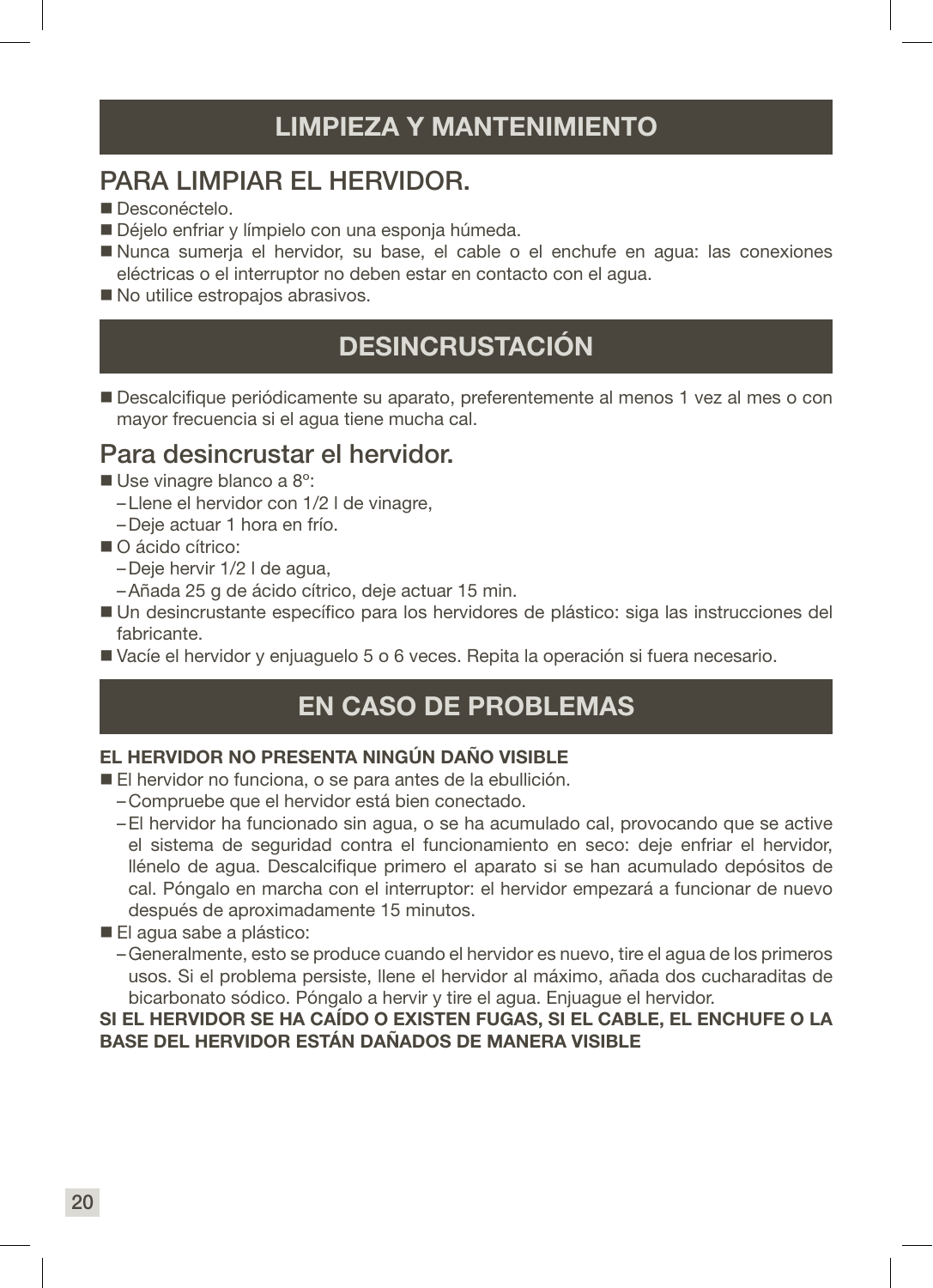# LIMPIEZA Y MANTENIMIENTO

## PARA LIMPIAR EL HERVIDOR.

- Desconéctelo.
- Déjelo enfriar y límpielo con una esponja húmeda.
- Nunca sumerja el hervidor, su base, el cable o el enchufe en agua: las conexiones eléctricas o el interruptor no deben estar en contacto con el agua.
- No utilice estropajos abrasivos.

# DESINCRUSTACIÓN

- Descalcifique periódicamente su aparato, preferentemente al menos 1 vez al mes o con mayor frecuencia si el agua tiene mucha cal.

## Para desincrustar el hervidor.

- Use vinagre blanco a 8º:
  - Llene el hervidor con 1/2 l de vinagre,
  - Deje actuar 1 hora en frío.
- O ácido cítrico:
  - Deje hervir 1/2 l de agua,
  - Añada 25 g de ácido cítrico, deje actuar 15 min.
- Un desincrustante específico para los hervidores de plástico: siga las instrucciones del fabricante.
- Vacíe el hervidor y enjuaguelo 5 o 6 veces. Repita la operación si fuera necesario.

# EN CASO DE PROBLEMAS

**EL HERVIDOR NO PRESENTA NINGÚN DAÑO VISIBLE**

- El hervidor no funciona, o se para antes de la ebullición.
  - Compruebe que el hervidor está bien conectado.
  - El hervidor ha funcionado sin agua, o se ha acumulado cal, provocando que se active el sistema de seguridad contra el funcionamiento en seco: deje enfriar el hervidor, llénelo de agua. Descalcifique primero el aparato si se han acumulado depósitos de cal. Póngalo en marcha con el interruptor: el hervidor empezará a funcionar de nuevo después de aproximadamente 15 minutos.
- El agua sabe a plástico:
  - Generalmente, esto se produce cuando el hervidor es nuevo, tire el agua de los primeros usos. Si el problema persiste, llene el hervidor al máximo, añada dos cucharaditas de bicarbonato sódico. Póngalo a hervir y tire el agua. Enjuague el hervidor.

**SI EL HERVIDOR SE HA CAÍDO O EXISTEN FUGAS, SI EL CABLE, EL ENCHUFE O LA BASE DEL HERVIDOR ESTÁN DAÑADOS DE MANERA VISIBLE**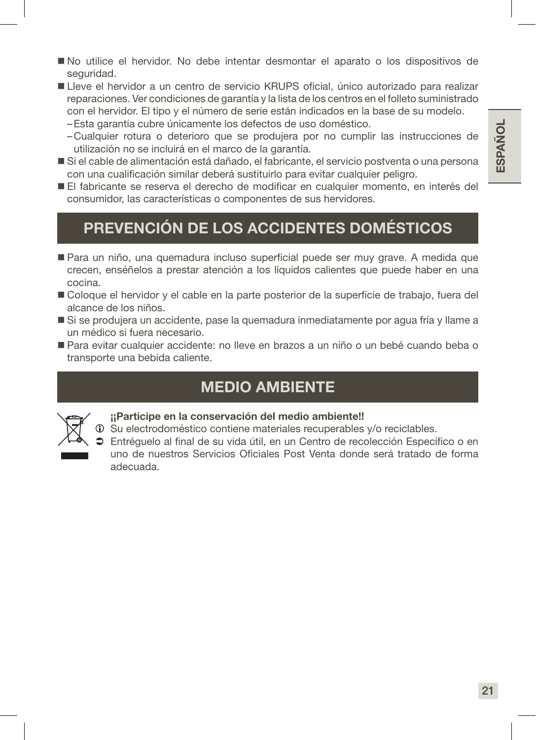- No utilice el hervidor. No debe intentar desmontar el aparato o los dispositivos de seguridad.
- Lleve el hervidor a un centro de servicio KRUPS oficial, único autorizado para realizar reparaciones. Ver condiciones de garantía y la lista de los centros en el folleto suministrado con el hervidor. El tipo y el número de serie están indicados en la base de su modelo.
  - Esta garantía cubre únicamente los defectos de uso doméstico.
  - Cualquier rotura o deterioro que se produjera por no cumplir las instrucciones de utilización no se incluirá en el marco de la garantía.
- Si el cable de alimentación está dañado, el fabricante, el servicio postventa o una persona con una cualificación similar deberá sustituirlo para evitar cualquier peligro.
- El fabricante se reserva el derecho de modificar en cualquier momento, en interés del consumidor, las características o componentes de sus hervidores.

## PREVENCIÓN DE LOS ACCIDENTES DOMÉSTICOS

- Para un niño, una quemadura incluso superficial puede ser muy grave. A medida que crecen, enséñelos a prestar atención a los líquidos calientes que puede haber en una cocina.
- Coloque el hervidor y el cable en la parte posterior de la superficie de trabajo, fuera del alcance de los niños.
- Si se produjera un accidente, pase la quemadura inmediatamente por agua fría y llame a un médico si fuera necesario.
- Para evitar cualquier accidente: no lleve en brazos a un niño o un bebé cuando beba o transporte una bebida caliente.

## MEDIO AMBIENTE

**¡¡Participe en la conservación del medio ambiente!!**

ⓘ Su electrodoméstico contiene materiales recuperables y/o reciclables.

➲ Entréguelo al final de su vida útil, en un Centro de recolección Específico o en uno de nuestros Servicios Oficiales Post Venta donde será tratado de forma adecuada.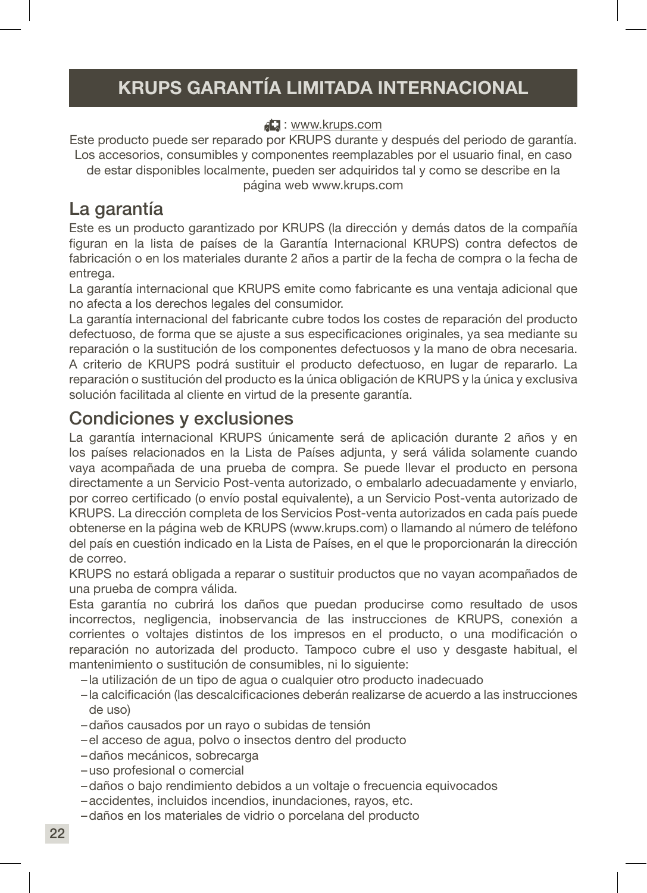# KRUPS GARANTÍA LIMITADA INTERNACIONAL

: www.krups.com

Este producto puede ser reparado por KRUPS durante y después del periodo de garantía. Los accesorios, consumibles y componentes reemplazables por el usuario final, en caso de estar disponibles localmente, pueden ser adquiridos tal y como se describe en la página web www.krups.com

## La garantía

Este es un producto garantizado por KRUPS (la dirección y demás datos de la compañía figuran en la lista de países de la Garantía Internacional KRUPS) contra defectos de fabricación o en los materiales durante 2 años a partir de la fecha de compra o la fecha de entrega.

La garantía internacional que KRUPS emite como fabricante es una ventaja adicional que no afecta a los derechos legales del consumidor.

La garantía internacional del fabricante cubre todos los costes de reparación del producto defectuoso, de forma que se ajuste a sus especificaciones originales, ya sea mediante su reparación o la sustitución de los componentes defectuosos y la mano de obra necesaria. A criterio de KRUPS podrá sustituir el producto defectuoso, en lugar de repararlo. La reparación o sustitución del producto es la única obligación de KRUPS y la única y exclusiva solución facilitada al cliente en virtud de la presente garantía.

## Condiciones y exclusiones

La garantía internacional KRUPS únicamente será de aplicación durante 2 años y en los países relacionados en la Lista de Países adjunta, y será válida solamente cuando vaya acompañada de una prueba de compra. Se puede llevar el producto en persona directamente a un Servicio Post-venta autorizado, o embalarlo adecuadamente y enviarlo, por correo certificado (o envío postal equivalente), a un Servicio Post-venta autorizado de KRUPS. La dirección completa de los Servicios Post-venta autorizados en cada país puede obtenerse en la página web de KRUPS (www.krups.com) o llamando al número de teléfono del país en cuestión indicado en la Lista de Países, en el que le proporcionarán la dirección de correo.

KRUPS no estará obligada a reparar o sustituir productos que no vayan acompañados de una prueba de compra válida.

Esta garantía no cubrirá los daños que puedan producirse como resultado de usos incorrectos, negligencia, inobservancia de las instrucciones de KRUPS, conexión a corrientes o voltajes distintos de los impresos en el producto, o una modificación o reparación no autorizada del producto. Tampoco cubre el uso y desgaste habitual, el mantenimiento o sustitución de consumibles, ni lo siguiente:

- la utilización de un tipo de agua o cualquier otro producto inadecuado
- la calcificación (las descalcificaciones deberán realizarse de acuerdo a las instrucciones de uso)
- daños causados por un rayo o subidas de tensión
- el acceso de agua, polvo o insectos dentro del producto
- daños mecánicos, sobrecarga
- uso profesional o comercial
- daños o bajo rendimiento debidos a un voltaje o frecuencia equivocados
- accidentes, incluidos incendios, inundaciones, rayos, etc.
- daños en los materiales de vidrio o porcelana del producto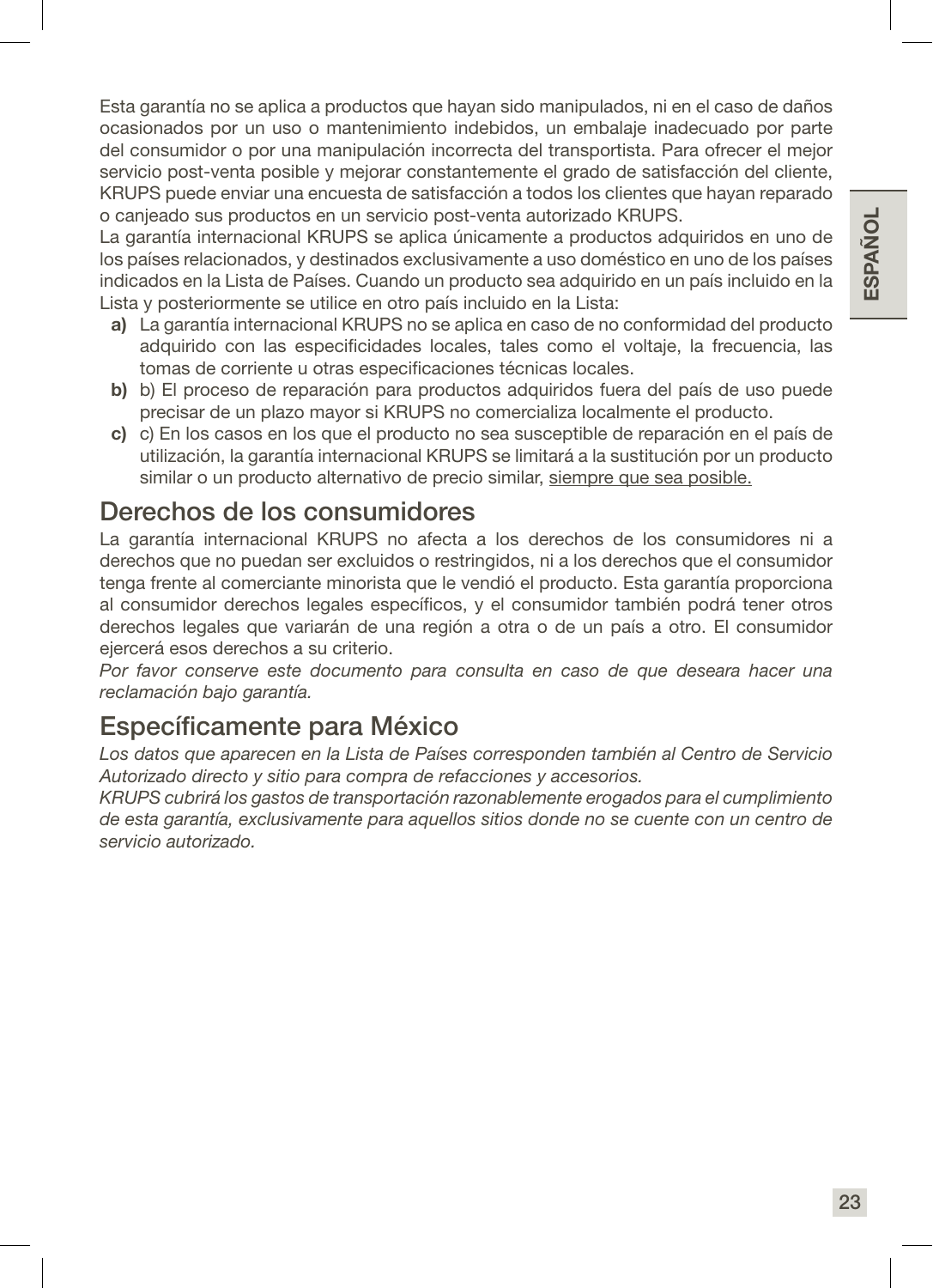Esta garantía no se aplica a productos que hayan sido manipulados, ni en el caso de daños ocasionados por un uso o mantenimiento indebidos, un embalaje inadecuado por parte del consumidor o por una manipulación incorrecta del transportista. Para ofrecer el mejor servicio post-venta posible y mejorar constantemente el grado de satisfacción del cliente, KRUPS puede enviar una encuesta de satisfacción a todos los clientes que hayan reparado o canjeado sus productos en un servicio post-venta autorizado KRUPS.

La garantía internacional KRUPS se aplica únicamente a productos adquiridos en uno de los países relacionados, y destinados exclusivamente a uso doméstico en uno de los países indicados en la Lista de Países. Cuando un producto sea adquirido en un país incluido en la Lista y posteriormente se utilice en otro país incluido en la Lista:

**a)** La garantía internacional KRUPS no se aplica en caso de no conformidad del producto adquirido con las especificidades locales, tales como el voltaje, la frecuencia, las tomas de corriente u otras especificaciones técnicas locales.

**b)** b) El proceso de reparación para productos adquiridos fuera del país de uso puede precisar de un plazo mayor si KRUPS no comercializa localmente el producto.

**c)** c) En los casos en los que el producto no sea susceptible de reparación en el país de utilización, la garantía internacional KRUPS se limitará a la sustitución por un producto similar o un producto alternativo de precio similar, <u>siempre que sea posible.</u>

## Derechos de los consumidores

La garantía internacional KRUPS no afecta a los derechos de los consumidores ni a derechos que no puedan ser excluidos o restringidos, ni a los derechos que el consumidor tenga frente al comerciante minorista que le vendió el producto. Esta garantía proporciona al consumidor derechos legales específicos, y el consumidor también podrá tener otros derechos legales que variarán de una región a otra o de un país a otro. El consumidor ejercerá esos derechos a su criterio.

*Por favor conserve este documento para consulta en caso de que deseara hacer una reclamación bajo garantía.*

## Específicamente para México

*Los datos que aparecen en la Lista de Países corresponden también al Centro de Servicio Autorizado directo y sitio para compra de refacciones y accesorios.*

*KRUPS cubrirá los gastos de transportación razonablemente erogados para el cumplimiento de esta garantía, exclusivamente para aquellos sitios donde no se cuente con un centro de servicio autorizado.*